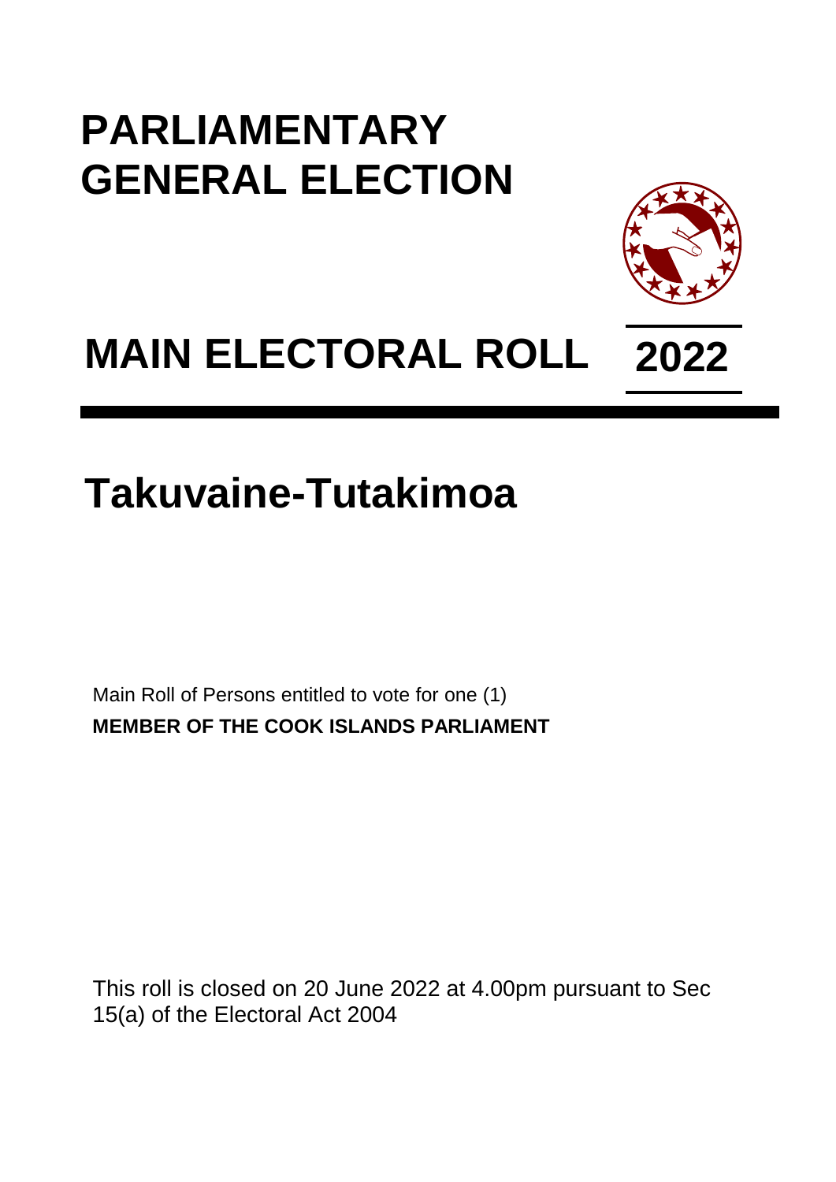# PARLIAMENTARY GENERAL ELECTION

# MAIN ELECTORAL ROLL 2022

## Takuvaine-Tutakimoa

Main Roll of Persons entitled to vote for one (1)
**MEMBER OF THE COOK ISLANDS PARLIAMENT**

This roll is closed on 20 June 2022 at 4.00pm pursuant to Sec 15(a) of the Electoral Act 2004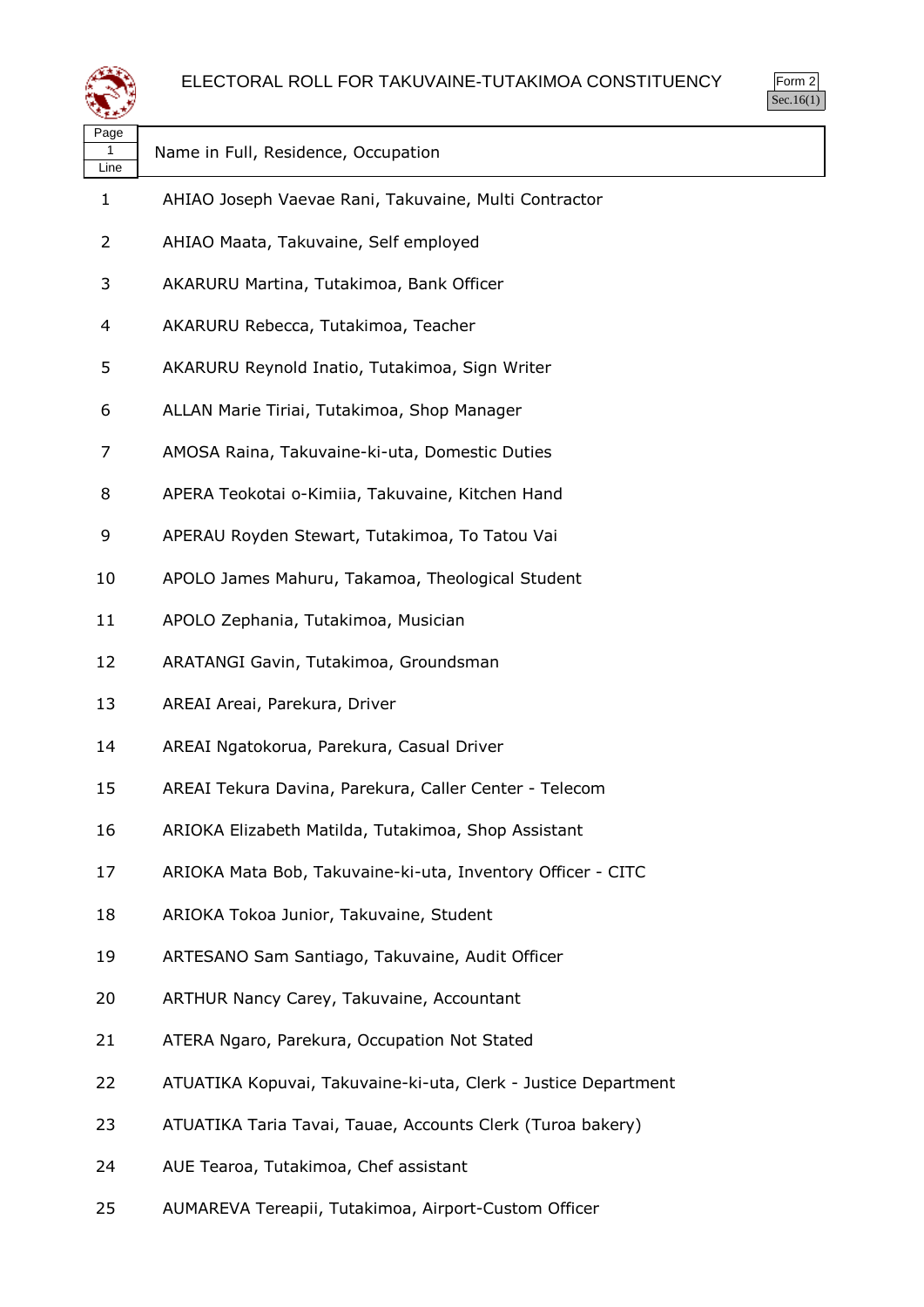# ELECTORAL ROLL FOR TAKUVAINE-TUTAKIMOA CONSTITUENCY

Form 2
Sec.16(1)

| Page 1 Line | Name in Full, Residence, Occupation |
|---|---|
| 1 | AHIAO Joseph Vaevae Rani, Takuvaine, Multi Contractor |
| 2 | AHIAO Maata, Takuvaine, Self employed |
| 3 | AKARURU Martina, Tutakimoa, Bank Officer |
| 4 | AKARURU Rebecca, Tutakimoa, Teacher |
| 5 | AKARURU Reynold Inatio, Tutakimoa, Sign Writer |
| 6 | ALLAN Marie Tiriai, Tutakimoa, Shop Manager |
| 7 | AMOSA Raina, Takuvaine-ki-uta, Domestic Duties |
| 8 | APERA Teokotai o-Kimiia, Takuvaine, Kitchen Hand |
| 9 | APERAU Royden Stewart, Tutakimoa, To Tatou Vai |
| 10 | APOLO James Mahuru, Takamoa, Theological Student |
| 11 | APOLO Zephania, Tutakimoa, Musician |
| 12 | ARATANGI Gavin, Tutakimoa, Groundsman |
| 13 | AREAI Areai, Parekura, Driver |
| 14 | AREAI Ngatokorua, Parekura, Casual Driver |
| 15 | AREAI Tekura Davina, Parekura, Caller Center - Telecom |
| 16 | ARIOKA Elizabeth Matilda, Tutakimoa, Shop Assistant |
| 17 | ARIOKA Mata Bob, Takuvaine-ki-uta, Inventory Officer - CITC |
| 18 | ARIOKA Tokoa Junior, Takuvaine, Student |
| 19 | ARTESANO Sam Santiago, Takuvaine, Audit Officer |
| 20 | ARTHUR Nancy Carey, Takuvaine, Accountant |
| 21 | ATERA Ngaro, Parekura, Occupation Not Stated |
| 22 | ATUATIKA Kopuvai, Takuvaine-ki-uta, Clerk - Justice Department |
| 23 | ATUATIKA Taria Tavai, Tauae, Accounts Clerk (Turoa bakery) |
| 24 | AUE Tearoa, Tutakimoa, Chef assistant |
| 25 | AUMAREVA Tereapii, Tutakimoa, Airport-Custom Officer |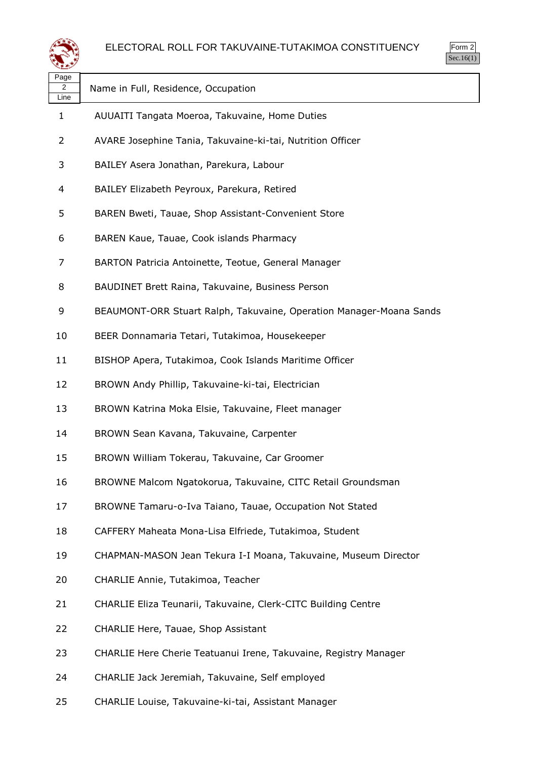# ELECTORAL ROLL FOR TAKUVAINE-TUTAKIMOA CONSTITUENCY

Form 2
Sec.16(1)

| Page 2 Line | Name in Full, Residence, Occupation |
|---|---|
| 1 | AUUAITI Tangata Moeroa, Takuvaine, Home Duties |
| 2 | AVARE Josephine Tania, Takuvaine-ki-tai, Nutrition Officer |
| 3 | BAILEY Asera Jonathan, Parekura, Labour |
| 4 | BAILEY Elizabeth Peyroux, Parekura, Retired |
| 5 | BAREN Bweti, Tauae, Shop Assistant-Convenient Store |
| 6 | BAREN Kaue, Tauae, Cook islands Pharmacy |
| 7 | BARTON Patricia Antoinette, Teotue, General Manager |
| 8 | BAUDINET Brett Raina, Takuvaine, Business Person |
| 9 | BEAUMONT-ORR Stuart Ralph, Takuvaine, Operation Manager-Moana Sands |
| 10 | BEER Donnamaria Tetari, Tutakimoa, Housekeeper |
| 11 | BISHOP Apera, Tutakimoa, Cook Islands Maritime Officer |
| 12 | BROWN Andy Phillip, Takuvaine-ki-tai, Electrician |
| 13 | BROWN Katrina Moka Elsie, Takuvaine, Fleet manager |
| 14 | BROWN Sean Kavana, Takuvaine, Carpenter |
| 15 | BROWN William Tokerau, Takuvaine, Car Groomer |
| 16 | BROWNE Malcom Ngatokorua, Takuvaine, CITC Retail Groundsman |
| 17 | BROWNE Tamaru-o-Iva Taiano, Tauae, Occupation Not Stated |
| 18 | CAFFERY Maheata Mona-Lisa Elfriede, Tutakimoa, Student |
| 19 | CHAPMAN-MASON Jean Tekura I-I Moana, Takuvaine, Museum Director |
| 20 | CHARLIE Annie, Tutakimoa, Teacher |
| 21 | CHARLIE Eliza Teunarii, Takuvaine, Clerk-CITC Building Centre |
| 22 | CHARLIE Here, Tauae, Shop Assistant |
| 23 | CHARLIE Here Cherie Teatuanui Irene, Takuvaine, Registry Manager |
| 24 | CHARLIE Jack Jeremiah, Takuvaine, Self employed |
| 25 | CHARLIE Louise, Takuvaine-ki-tai, Assistant Manager |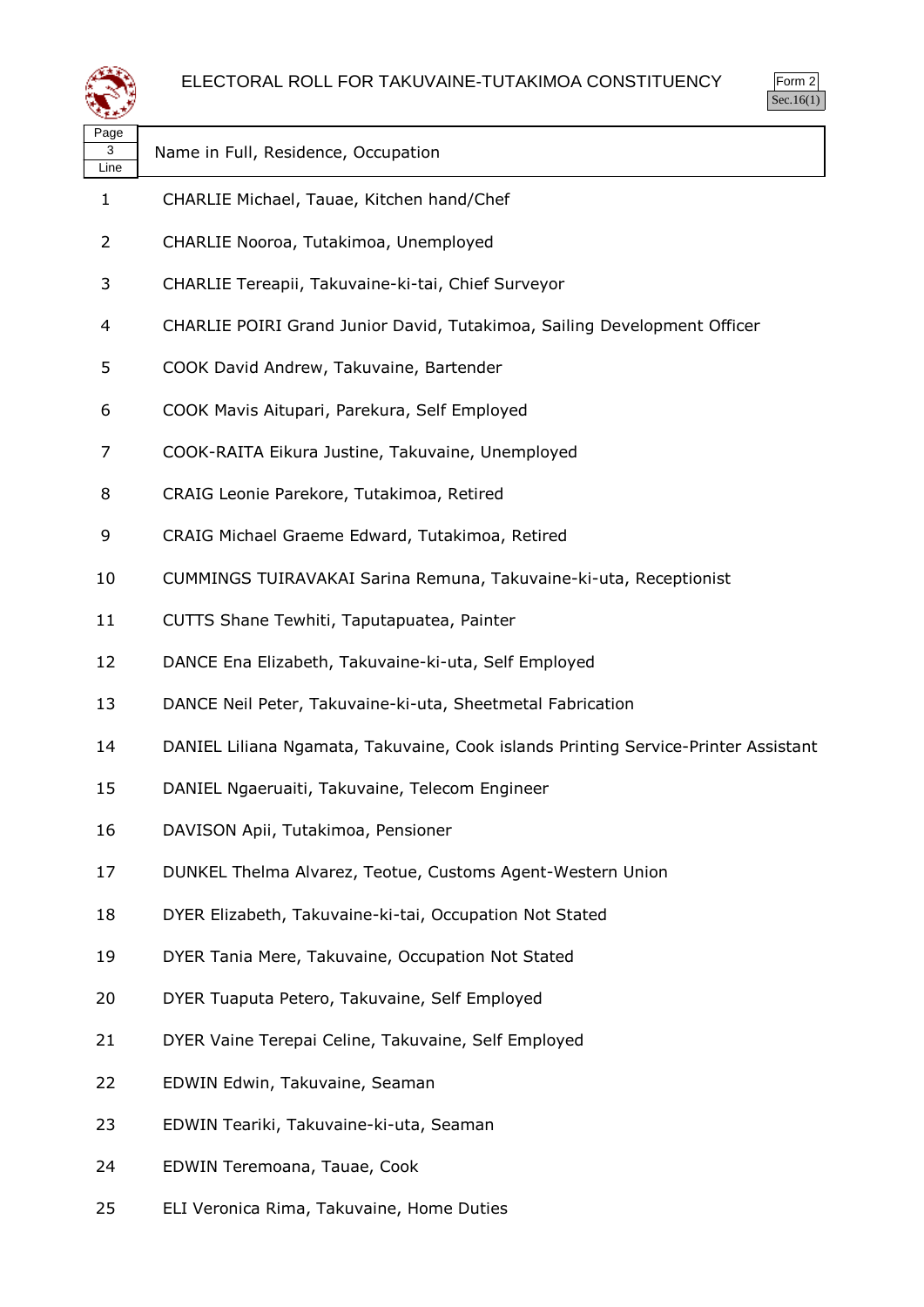# ELECTORAL ROLL FOR TAKUVAINE-TUTAKIMOA CONSTITUENCY

Form 2
Sec.16(1)

| Page 3 Line | Name in Full, Residence, Occupation |
| --- | --- |
| 1 | CHARLIE Michael, Tauae, Kitchen hand/Chef |
| 2 | CHARLIE Nooroa, Tutakimoa, Unemployed |
| 3 | CHARLIE Tereapii, Takuvaine-ki-tai, Chief Surveyor |
| 4 | CHARLIE POIRI Grand Junior David, Tutakimoa, Sailing Development Officer |
| 5 | COOK David Andrew, Takuvaine, Bartender |
| 6 | COOK Mavis Aitupari, Parekura, Self Employed |
| 7 | COOK-RAITA Eikura Justine, Takuvaine, Unemployed |
| 8 | CRAIG Leonie Parekore, Tutakimoa, Retired |
| 9 | CRAIG Michael Graeme Edward, Tutakimoa, Retired |
| 10 | CUMMINGS TUIRAVAKAI Sarina Remuna, Takuvaine-ki-uta, Receptionist |
| 11 | CUTTS Shane Tewhiti, Taputapuatea, Painter |
| 12 | DANCE Ena Elizabeth, Takuvaine-ki-uta, Self Employed |
| 13 | DANCE Neil Peter, Takuvaine-ki-uta, Sheetmetal Fabrication |
| 14 | DANIEL Liliana Ngamata, Takuvaine, Cook islands Printing Service-Printer Assistant |
| 15 | DANIEL Ngaeruaiti, Takuvaine, Telecom Engineer |
| 16 | DAVISON Apii, Tutakimoa, Pensioner |
| 17 | DUNKEL Thelma Alvarez, Teotue, Customs Agent-Western Union |
| 18 | DYER Elizabeth, Takuvaine-ki-tai, Occupation Not Stated |
| 19 | DYER Tania Mere, Takuvaine, Occupation Not Stated |
| 20 | DYER Tuaputa Petero, Takuvaine, Self Employed |
| 21 | DYER Vaine Terepai Celine, Takuvaine, Self Employed |
| 22 | EDWIN Edwin, Takuvaine, Seaman |
| 23 | EDWIN Teariki, Takuvaine-ki-uta, Seaman |
| 24 | EDWIN Teremoana, Tauae, Cook |
| 25 | ELI Veronica Rima, Takuvaine, Home Duties |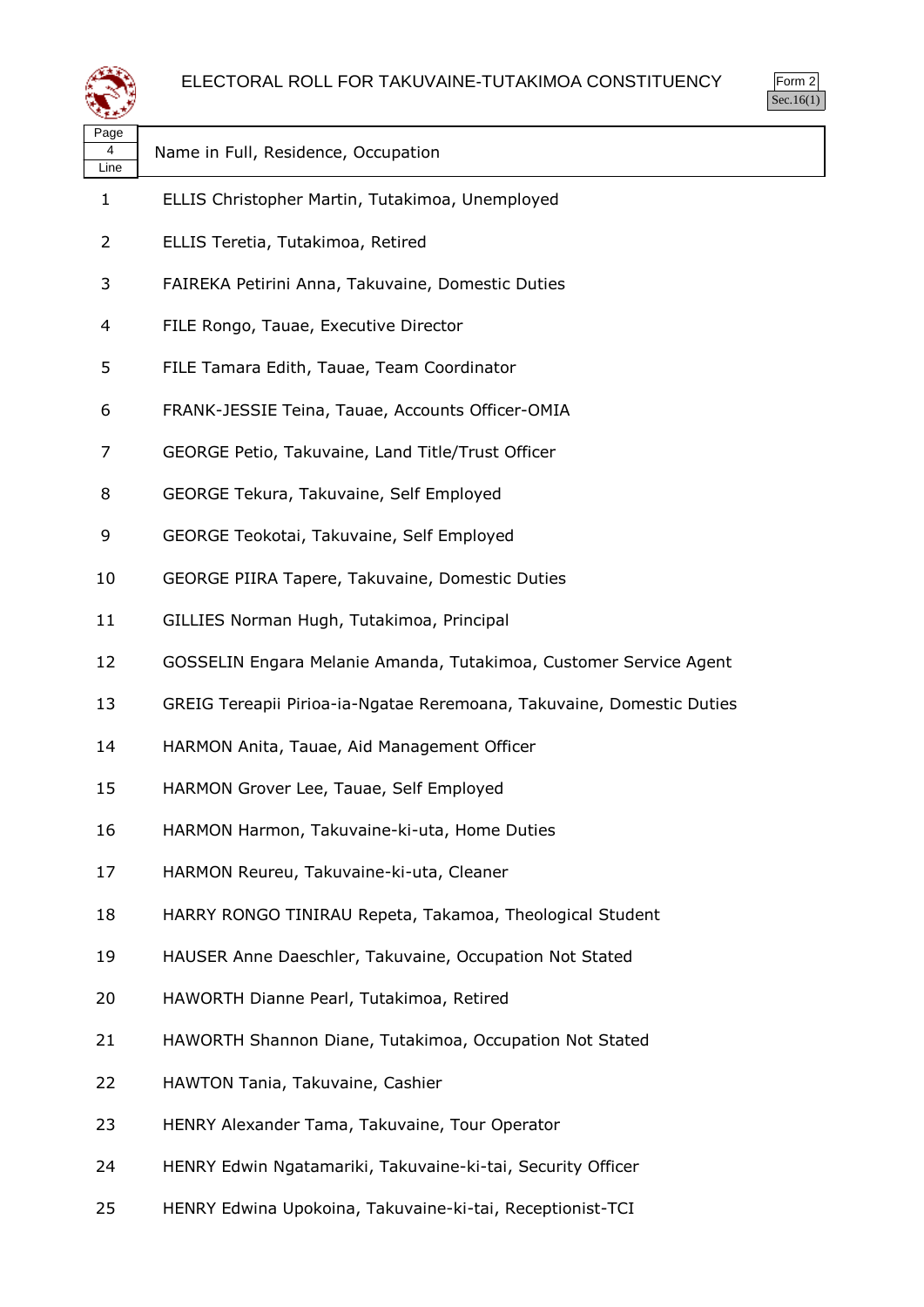# ELECTORAL ROLL FOR TAKUVAINE-TUTAKIMOA CONSTITUENCY

Form 2
Sec.16(1)

| Page 4 Line | Name in Full, Residence, Occupation |
|---|---|
| 1 | ELLIS Christopher Martin, Tutakimoa, Unemployed |
| 2 | ELLIS Teretia, Tutakimoa, Retired |
| 3 | FAIREKA Petirini Anna, Takuvaine, Domestic Duties |
| 4 | FILE Rongo, Tauae, Executive Director |
| 5 | FILE Tamara Edith, Tauae, Team Coordinator |
| 6 | FRANK-JESSIE Teina, Tauae, Accounts Officer-OMIA |
| 7 | GEORGE Petio, Takuvaine, Land Title/Trust Officer |
| 8 | GEORGE Tekura, Takuvaine, Self Employed |
| 9 | GEORGE Teokotai, Takuvaine, Self Employed |
| 10 | GEORGE PIIRA Tapere, Takuvaine, Domestic Duties |
| 11 | GILLIES Norman Hugh, Tutakimoa, Principal |
| 12 | GOSSELIN Engara Melanie Amanda, Tutakimoa, Customer Service Agent |
| 13 | GREIG Tereapii Pirioa-ia-Ngatae Reremoana, Takuvaine, Domestic Duties |
| 14 | HARMON Anita, Tauae, Aid Management Officer |
| 15 | HARMON Grover Lee, Tauae, Self Employed |
| 16 | HARMON Harmon, Takuvaine-ki-uta, Home Duties |
| 17 | HARMON Reureu, Takuvaine-ki-uta, Cleaner |
| 18 | HARRY RONGO TINIRAU Repeta, Takamoa, Theological Student |
| 19 | HAUSER Anne Daeschler, Takuvaine, Occupation Not Stated |
| 20 | HAWORTH Dianne Pearl, Tutakimoa, Retired |
| 21 | HAWORTH Shannon Diane, Tutakimoa, Occupation Not Stated |
| 22 | HAWTON Tania, Takuvaine, Cashier |
| 23 | HENRY Alexander Tama, Takuvaine, Tour Operator |
| 24 | HENRY Edwin Ngatamariki, Takuvaine-ki-tai, Security Officer |
| 25 | HENRY Edwina Upokoina, Takuvaine-ki-tai, Receptionist-TCI |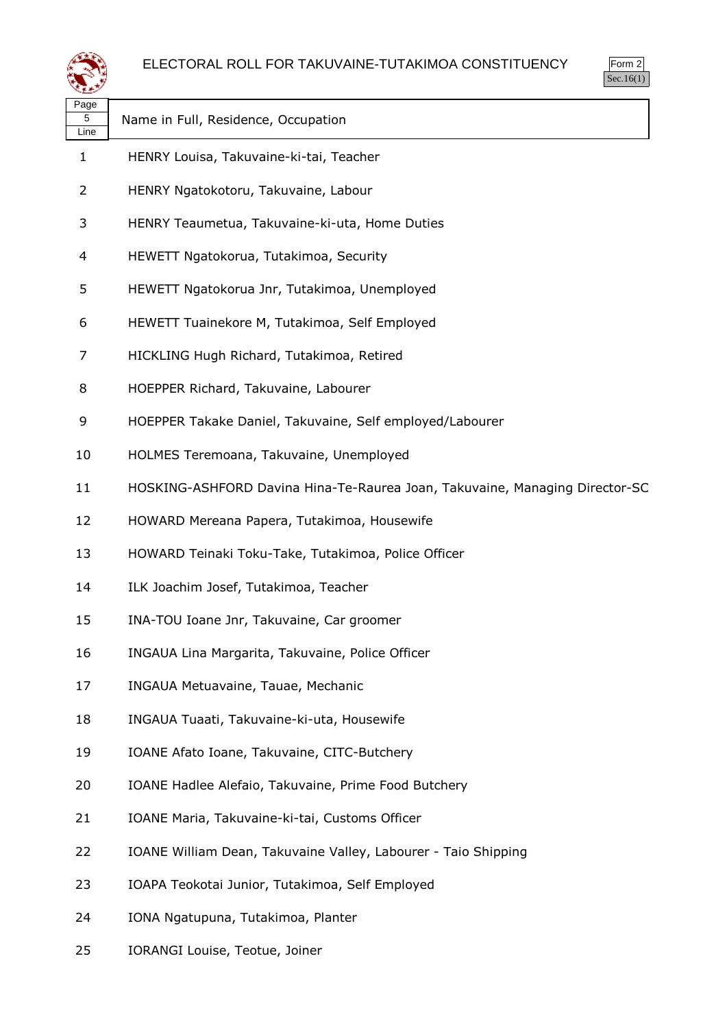# ELECTORAL ROLL FOR TAKUVAINE-TUTAKIMOA CONSTITUENCY

Form 2
Sec.16(1)

| Page 5 Line | Name in Full, Residence, Occupation |
|---|---|
| 1 | HENRY Louisa, Takuvaine-ki-tai, Teacher |
| 2 | HENRY Ngatokotoru, Takuvaine, Labour |
| 3 | HENRY Teaumetua, Takuvaine-ki-uta, Home Duties |
| 4 | HEWETT Ngatokorua, Tutakimoa, Security |
| 5 | HEWETT Ngatokorua Jnr, Tutakimoa, Unemployed |
| 6 | HEWETT Tuainekore M, Tutakimoa, Self Employed |
| 7 | HICKLING Hugh Richard, Tutakimoa, Retired |
| 8 | HOEPPER Richard, Takuvaine, Labourer |
| 9 | HOEPPER Takake Daniel, Takuvaine, Self employed/Labourer |
| 10 | HOLMES Teremoana, Takuvaine, Unemployed |
| 11 | HOSKING-ASHFORD Davina Hina-Te-Raurea Joan, Takuvaine, Managing Director-SC |
| 12 | HOWARD Mereana Papera, Tutakimoa, Housewife |
| 13 | HOWARD Teinaki Toku-Take, Tutakimoa, Police Officer |
| 14 | ILK Joachim Josef, Tutakimoa, Teacher |
| 15 | INA-TOU Ioane Jnr, Takuvaine, Car groomer |
| 16 | INGAUA Lina Margarita, Takuvaine, Police Officer |
| 17 | INGAUA Metuavaine, Tauae, Mechanic |
| 18 | INGAUA Tuaati, Takuvaine-ki-uta, Housewife |
| 19 | IOANE Afato Ioane, Takuvaine, CITC-Butchery |
| 20 | IOANE Hadlee Alefaio, Takuvaine, Prime Food Butchery |
| 21 | IOANE Maria, Takuvaine-ki-tai, Customs Officer |
| 22 | IOANE William Dean, Takuvaine Valley, Labourer - Taio Shipping |
| 23 | IOAPA Teokotai Junior, Tutakimoa, Self Employed |
| 24 | IONA Ngatupuna, Tutakimoa, Planter |
| 25 | IORANGI Louise, Teotue, Joiner |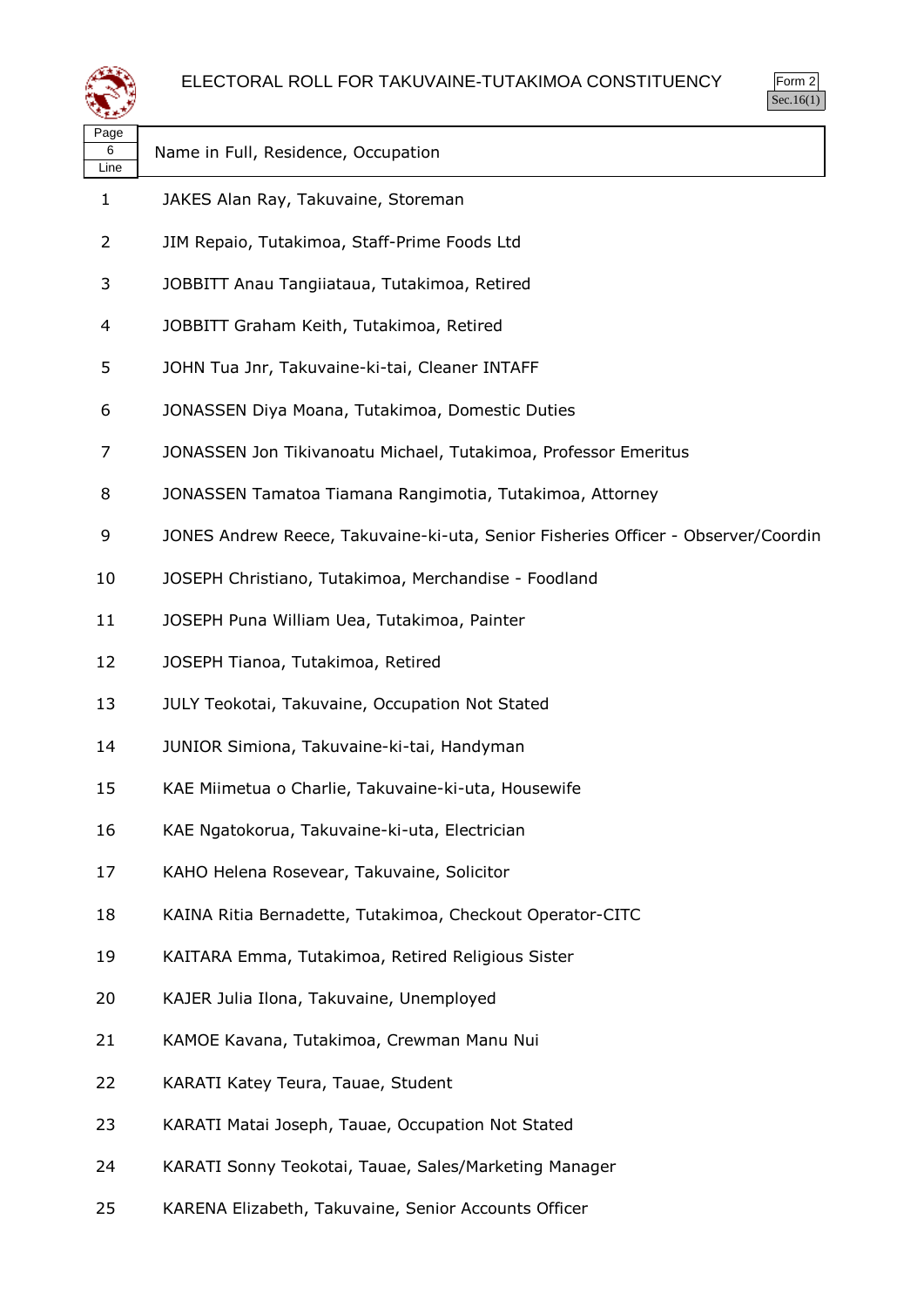# ELECTORAL ROLL FOR TAKUVAINE-TUTAKIMOA CONSTITUENCY

Form 2
Sec.16(1)

| Page 6 Line | Name in Full, Residence, Occupation |
|---|---|
| 1 | JAKES Alan Ray, Takuvaine, Storeman |
| 2 | JIM Repaio, Tutakimoa, Staff-Prime Foods Ltd |
| 3 | JOBBITT Anau Tangiiataua, Tutakimoa, Retired |
| 4 | JOBBITT Graham Keith, Tutakimoa, Retired |
| 5 | JOHN Tua Jnr, Takuvaine-ki-tai, Cleaner INTAFF |
| 6 | JONASSEN Diya Moana, Tutakimoa, Domestic Duties |
| 7 | JONASSEN Jon Tikivanoatu Michael, Tutakimoa, Professor Emeritus |
| 8 | JONASSEN Tamatoa Tiamana Rangimotia, Tutakimoa, Attorney |
| 9 | JONES Andrew Reece, Takuvaine-ki-uta, Senior Fisheries Officer - Observer/Coordin |
| 10 | JOSEPH Christiano, Tutakimoa, Merchandise - Foodland |
| 11 | JOSEPH Puna William Uea, Tutakimoa, Painter |
| 12 | JOSEPH Tianoa, Tutakimoa, Retired |
| 13 | JULY Teokotai, Takuvaine, Occupation Not Stated |
| 14 | JUNIOR Simiona, Takuvaine-ki-tai, Handyman |
| 15 | KAE Miimetua o Charlie, Takuvaine-ki-uta, Housewife |
| 16 | KAE Ngatokorua, Takuvaine-ki-uta, Electrician |
| 17 | KAHO Helena Rosevear, Takuvaine, Solicitor |
| 18 | KAINA Ritia Bernadette, Tutakimoa, Checkout Operator-CITC |
| 19 | KAITARA Emma, Tutakimoa, Retired Religious Sister |
| 20 | KAJER Julia Ilona, Takuvaine, Unemployed |
| 21 | KAMOE Kavana, Tutakimoa, Crewman Manu Nui |
| 22 | KARATI Katey Teura, Tauae, Student |
| 23 | KARATI Matai Joseph, Tauae, Occupation Not Stated |
| 24 | KARATI Sonny Teokotai, Tauae, Sales/Marketing Manager |
| 25 | KARENA Elizabeth, Takuvaine, Senior Accounts Officer |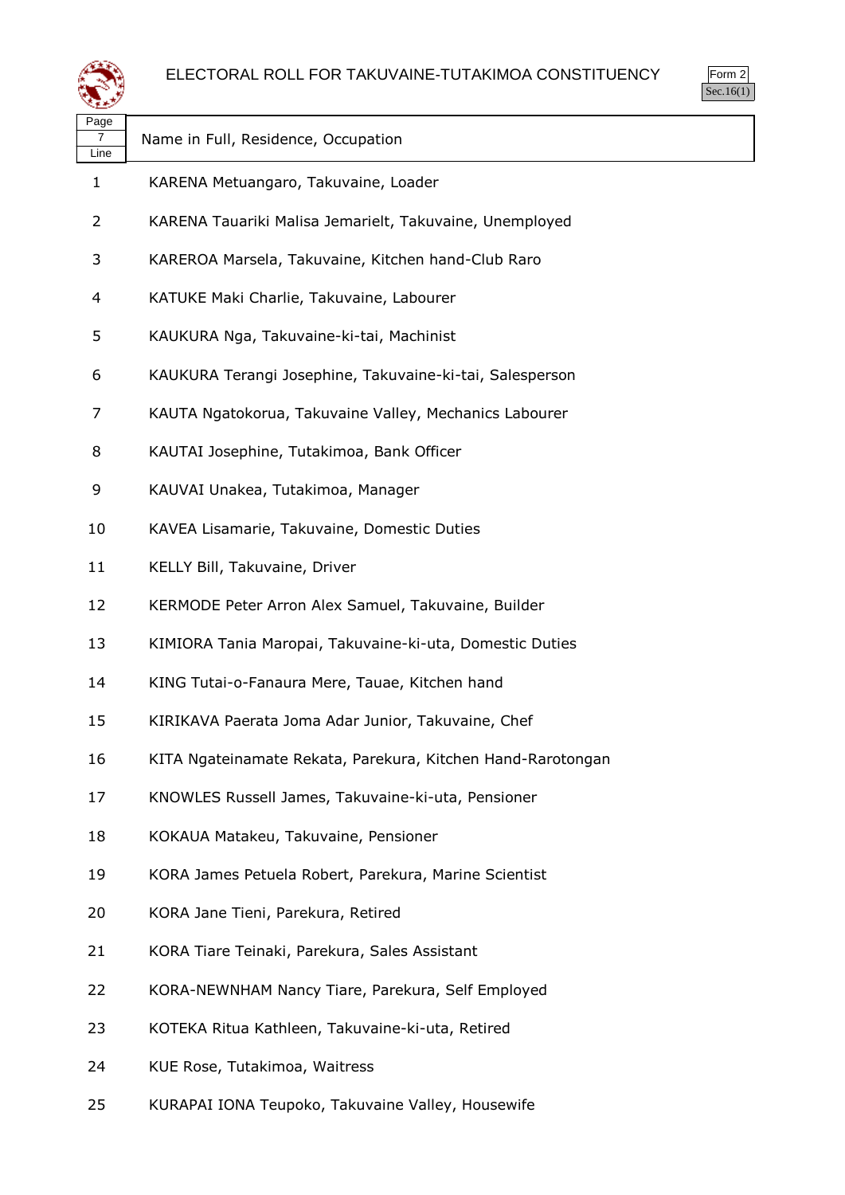# ELECTORAL ROLL FOR TAKUVAINE-TUTAKIMOA CONSTITUENCY

Form 2
Sec.16(1)

| Page 7 Line | Name in Full, Residence, Occupation |
| --- | --- |
| 1 | KARENA Metuangaro, Takuvaine, Loader |
| 2 | KARENA Tauariki Malisa Jemarielt, Takuvaine, Unemployed |
| 3 | KAREROA Marsela, Takuvaine, Kitchen hand-Club Raro |
| 4 | KATUKE Maki Charlie, Takuvaine, Labourer |
| 5 | KAUKURA Nga, Takuvaine-ki-tai, Machinist |
| 6 | KAUKURA Terangi Josephine, Takuvaine-ki-tai, Salesperson |
| 7 | KAUTA Ngatokorua, Takuvaine Valley, Mechanics Labourer |
| 8 | KAUTAI Josephine, Tutakimoa, Bank Officer |
| 9 | KAUVAI Unakea, Tutakimoa, Manager |
| 10 | KAVEA Lisamarie, Takuvaine, Domestic Duties |
| 11 | KELLY Bill, Takuvaine, Driver |
| 12 | KERMODE Peter Arron Alex Samuel, Takuvaine, Builder |
| 13 | KIMIORA Tania Maropai, Takuvaine-ki-uta, Domestic Duties |
| 14 | KING Tutai-o-Fanaura Mere, Tauae, Kitchen hand |
| 15 | KIRIKAVA Paerata Joma Adar Junior, Takuvaine, Chef |
| 16 | KITA Ngateinamate Rekata, Parekura, Kitchen Hand-Rarotongan |
| 17 | KNOWLES Russell James, Takuvaine-ki-uta, Pensioner |
| 18 | KOKAUA Matakeu, Takuvaine, Pensioner |
| 19 | KORA James Petuela Robert, Parekura, Marine Scientist |
| 20 | KORA Jane Tieni, Parekura, Retired |
| 21 | KORA Tiare Teinaki, Parekura, Sales Assistant |
| 22 | KORA-NEWNHAM Nancy Tiare, Parekura, Self Employed |
| 23 | KOTEKA Ritua Kathleen, Takuvaine-ki-uta, Retired |
| 24 | KUE Rose, Tutakimoa, Waitress |
| 25 | KURAPAI IONA Teupoko, Takuvaine Valley, Housewife |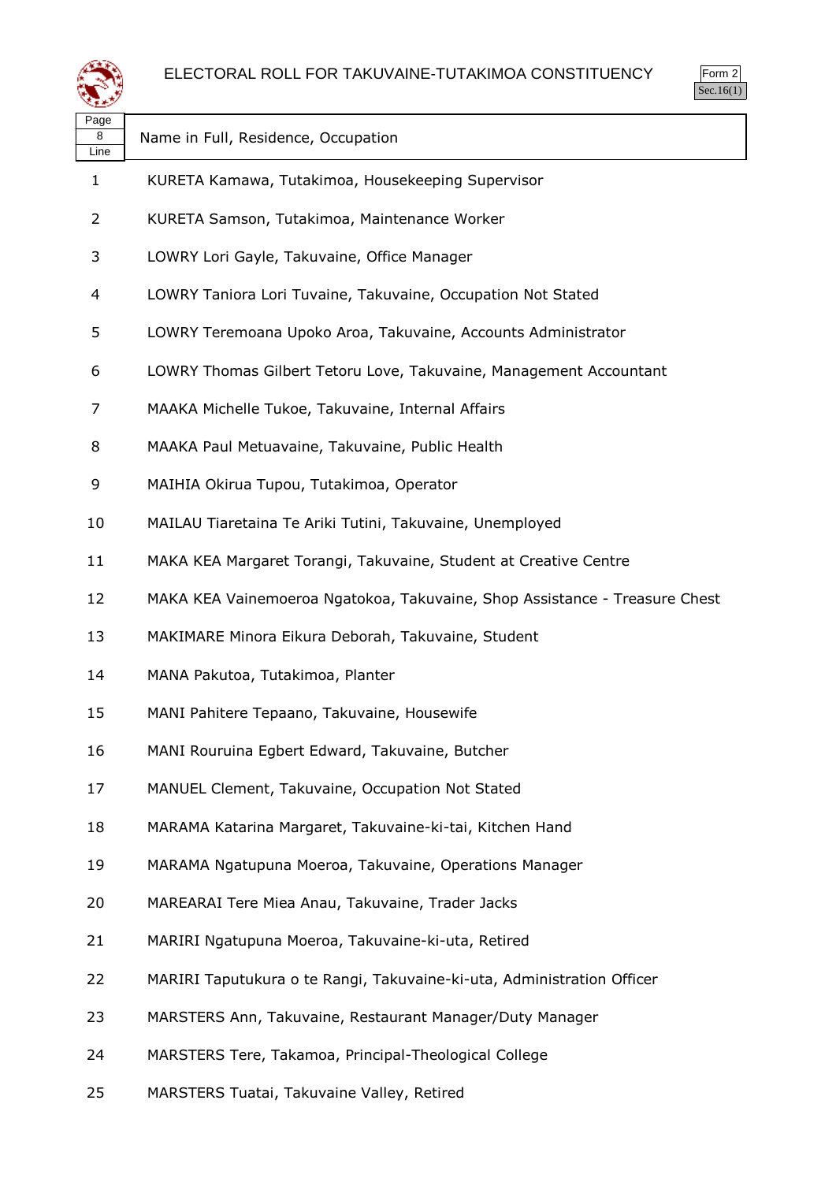# ELECTORAL ROLL FOR TAKUVAINE-TUTAKIMOA CONSTITUENCY

Form 2
Sec.16(1)

| Page 8 Line | Name in Full, Residence, Occupation |
|---|---|
| 1 | KURETA Kamawa, Tutakimoa, Housekeeping Supervisor |
| 2 | KURETA Samson, Tutakimoa, Maintenance Worker |
| 3 | LOWRY Lori Gayle, Takuvaine, Office Manager |
| 4 | LOWRY Taniora Lori Tuvaine, Takuvaine, Occupation Not Stated |
| 5 | LOWRY Teremoana Upoko Aroa, Takuvaine, Accounts Administrator |
| 6 | LOWRY Thomas Gilbert Tetoru Love, Takuvaine, Management Accountant |
| 7 | MAAKA Michelle Tukoe, Takuvaine, Internal Affairs |
| 8 | MAAKA Paul Metuavaine, Takuvaine, Public Health |
| 9 | MAIHIA Okirua Tupou, Tutakimoa, Operator |
| 10 | MAILAU Tiaretaina Te Ariki Tutini, Takuvaine, Unemployed |
| 11 | MAKA KEA Margaret Torangi, Takuvaine, Student at Creative Centre |
| 12 | MAKA KEA Vainemoeroa Ngatokoa, Takuvaine, Shop Assistance - Treasure Chest |
| 13 | MAKIMARE Minora Eikura Deborah, Takuvaine, Student |
| 14 | MANA Pakutoa, Tutakimoa, Planter |
| 15 | MANI Pahitere Tepaano, Takuvaine, Housewife |
| 16 | MANI Rouruina Egbert Edward, Takuvaine, Butcher |
| 17 | MANUEL Clement, Takuvaine, Occupation Not Stated |
| 18 | MARAMA Katarina Margaret, Takuvaine-ki-tai, Kitchen Hand |
| 19 | MARAMA Ngatupuna Moeroa, Takuvaine, Operations Manager |
| 20 | MAREARAI Tere Miea Anau, Takuvaine, Trader Jacks |
| 21 | MARIRI Ngatupuna Moeroa, Takuvaine-ki-uta, Retired |
| 22 | MARIRI Taputukura o te Rangi, Takuvaine-ki-uta, Administration Officer |
| 23 | MARSTERS Ann, Takuvaine, Restaurant Manager/Duty Manager |
| 24 | MARSTERS Tere, Takamoa, Principal-Theological College |
| 25 | MARSTERS Tuatai, Takuvaine Valley, Retired |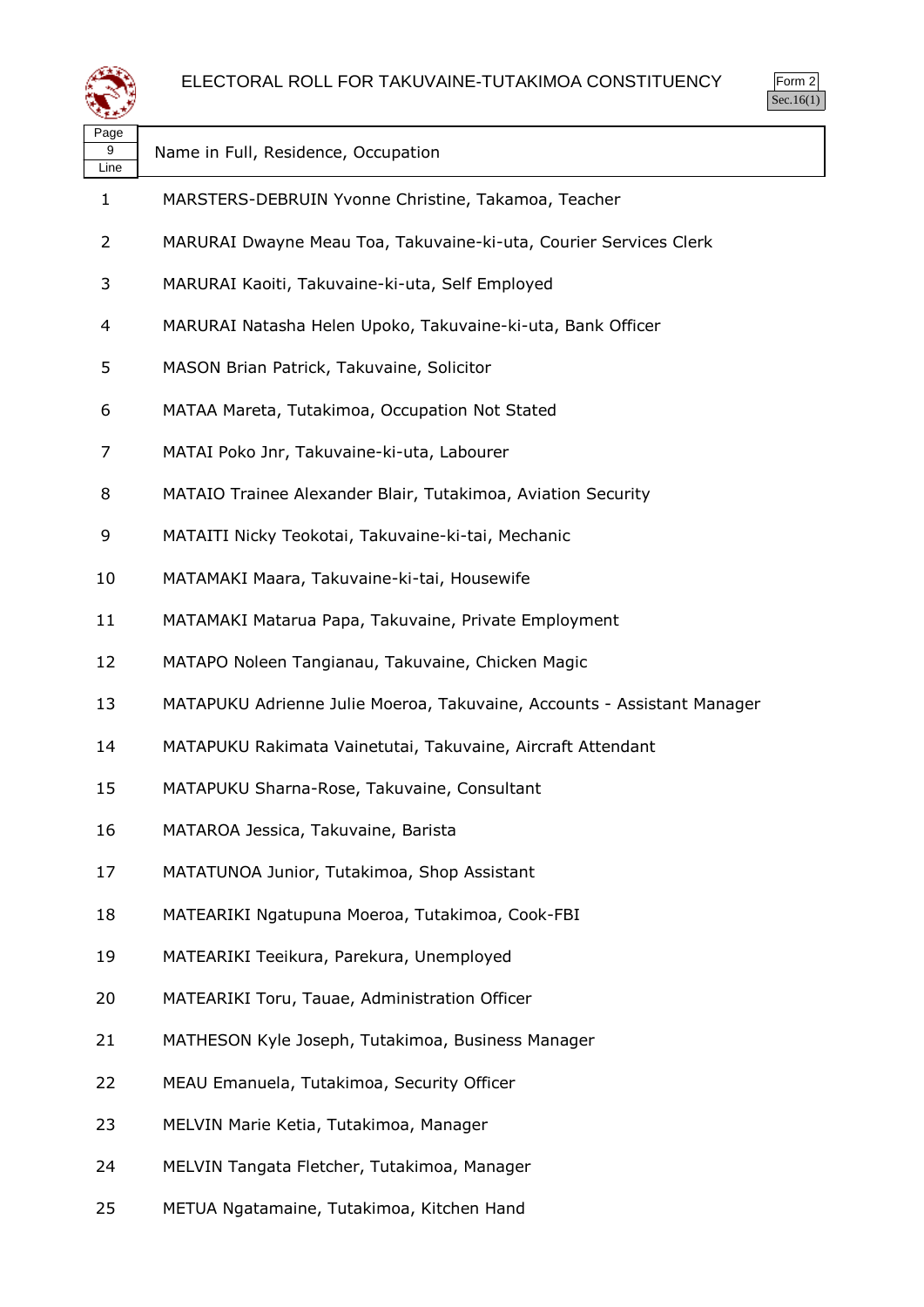# ELECTORAL ROLL FOR TAKUVAINE-TUTAKIMOA CONSTITUENCY

Form 2
Sec.16(1)

| Page 9 Line | Name in Full, Residence, Occupation |
|---|---|
| 1 | MARSTERS-DEBRUIN Yvonne Christine, Takamoa, Teacher |
| 2 | MARURAI Dwayne Meau Toa, Takuvaine-ki-uta, Courier Services Clerk |
| 3 | MARURAI Kaoiti, Takuvaine-ki-uta, Self Employed |
| 4 | MARURAI Natasha Helen Upoko, Takuvaine-ki-uta, Bank Officer |
| 5 | MASON Brian Patrick, Takuvaine, Solicitor |
| 6 | MATAA Mareta, Tutakimoa, Occupation Not Stated |
| 7 | MATAI Poko Jnr, Takuvaine-ki-uta, Labourer |
| 8 | MATAIO Trainee Alexander Blair, Tutakimoa, Aviation Security |
| 9 | MATAITI Nicky Teokotai, Takuvaine-ki-tai, Mechanic |
| 10 | MATAMAKI Maara, Takuvaine-ki-tai, Housewife |
| 11 | MATAMAKI Matarua Papa, Takuvaine, Private Employment |
| 12 | MATAPO Noleen Tangianau, Takuvaine, Chicken Magic |
| 13 | MATAPUKU Adrienne Julie Moeroa, Takuvaine, Accounts - Assistant Manager |
| 14 | MATAPUKU Rakimata Vainetutai, Takuvaine, Aircraft Attendant |
| 15 | MATAPUKU Sharna-Rose, Takuvaine, Consultant |
| 16 | MATAROA Jessica, Takuvaine, Barista |
| 17 | MATATUNOA Junior, Tutakimoa, Shop Assistant |
| 18 | MATEARIKI Ngatupuna Moeroa, Tutakimoa, Cook-FBI |
| 19 | MATEARIKI Teeikura, Parekura, Unemployed |
| 20 | MATEARIKI Toru, Tauae, Administration Officer |
| 21 | MATHESON Kyle Joseph, Tutakimoa, Business Manager |
| 22 | MEAU Emanuela, Tutakimoa, Security Officer |
| 23 | MELVIN Marie Ketia, Tutakimoa, Manager |
| 24 | MELVIN Tangata Fletcher, Tutakimoa, Manager |
| 25 | METUA Ngatamaine, Tutakimoa, Kitchen Hand |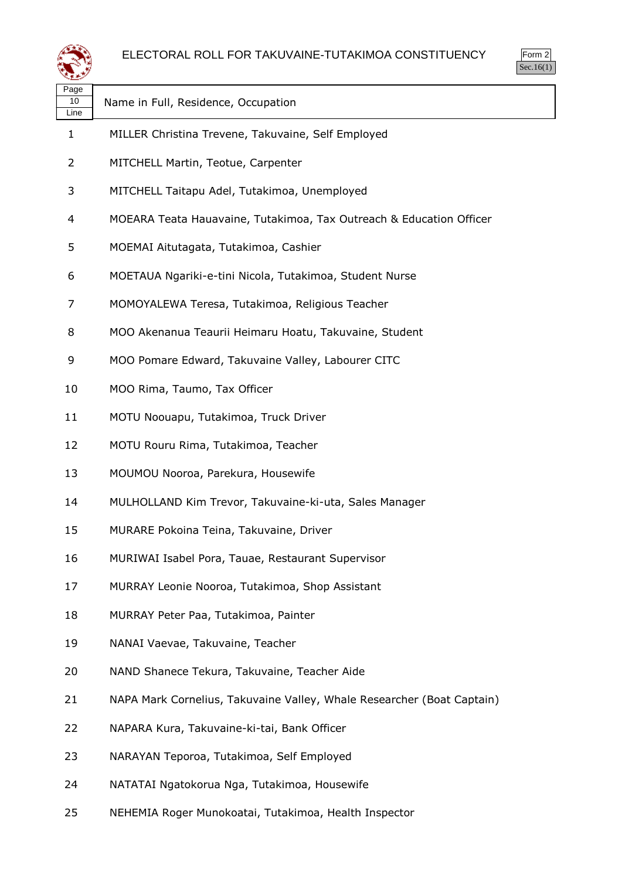# ELECTORAL ROLL FOR TAKUVAINE-TUTAKIMOA CONSTITUENCY

Form 2
Sec.16(1)

| Page 10 Line | Name in Full, Residence, Occupation |
|---|---|
| 1 | MILLER Christina Trevene, Takuvaine, Self Employed |
| 2 | MITCHELL Martin, Teotue, Carpenter |
| 3 | MITCHELL Taitapu Adel, Tutakimoa, Unemployed |
| 4 | MOEARA Teata Hauavaine, Tutakimoa, Tax Outreach & Education Officer |
| 5 | MOEMAI Aitutagata, Tutakimoa, Cashier |
| 6 | MOETAUA Ngariki-e-tini Nicola, Tutakimoa, Student Nurse |
| 7 | MOMOYALEWA Teresa, Tutakimoa, Religious Teacher |
| 8 | MOO Akenanua Teaurii Heimaru Hoatu, Takuvaine, Student |
| 9 | MOO Pomare Edward, Takuvaine Valley, Labourer CITC |
| 10 | MOO Rima, Taumo, Tax Officer |
| 11 | MOTU Noouapu, Tutakimoa, Truck Driver |
| 12 | MOTU Rouru Rima, Tutakimoa, Teacher |
| 13 | MOUMOU Nooroa, Parekura, Housewife |
| 14 | MULHOLLAND Kim Trevor, Takuvaine-ki-uta, Sales Manager |
| 15 | MURARE Pokoina Teina, Takuvaine, Driver |
| 16 | MURIWAI Isabel Pora, Tauae, Restaurant Supervisor |
| 17 | MURRAY Leonie Nooroa, Tutakimoa, Shop Assistant |
| 18 | MURRAY Peter Paa, Tutakimoa, Painter |
| 19 | NANAI Vaevae, Takuvaine, Teacher |
| 20 | NAND Shanece Tekura, Takuvaine, Teacher Aide |
| 21 | NAPA Mark Cornelius, Takuvaine Valley, Whale Researcher (Boat Captain) |
| 22 | NAPARA Kura, Takuvaine-ki-tai, Bank Officer |
| 23 | NARAYAN Teporoa, Tutakimoa, Self Employed |
| 24 | NATATAI Ngatokorua Nga, Tutakimoa, Housewife |
| 25 | NEHEMIA Roger Munokoatai, Tutakimoa, Health Inspector |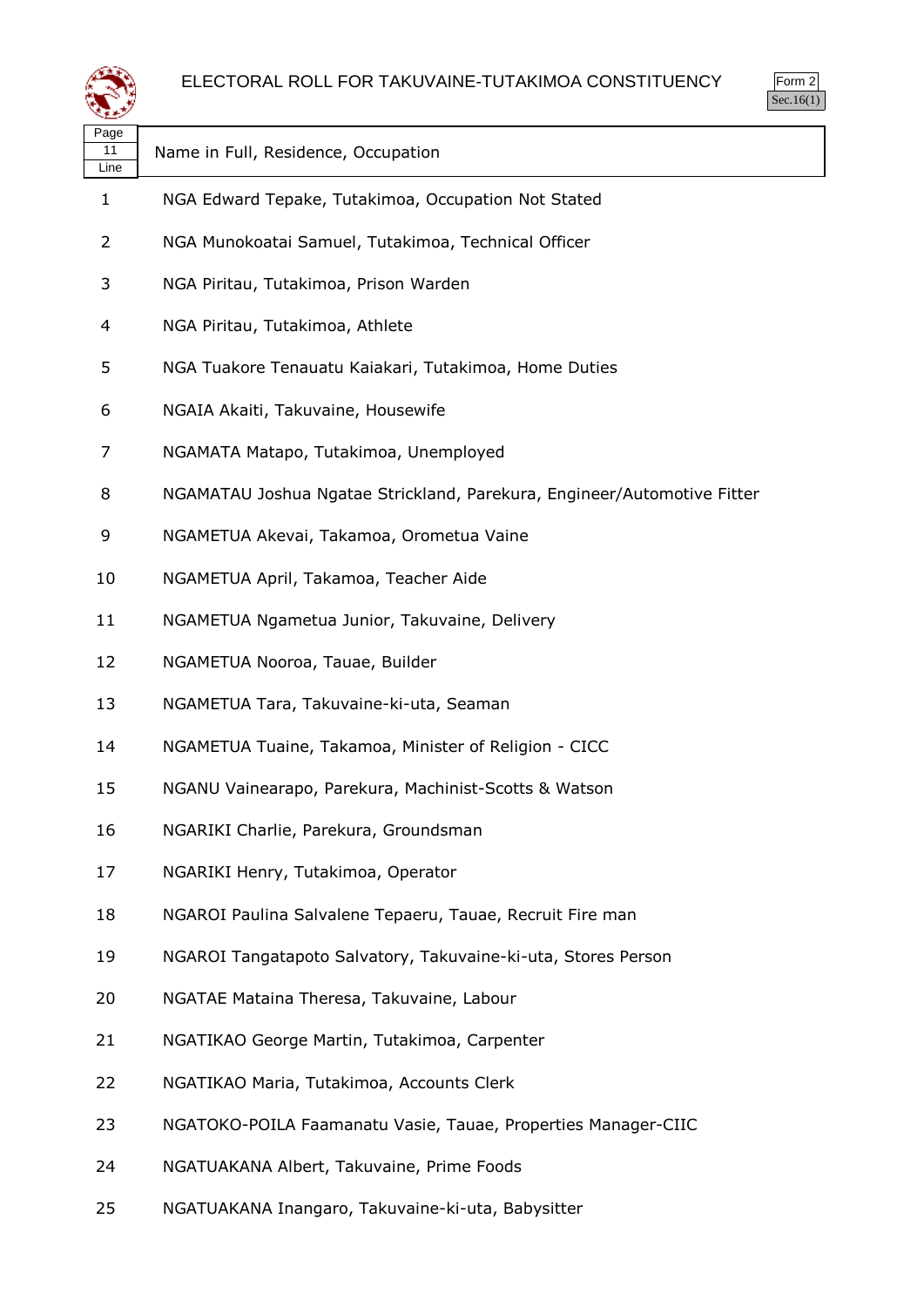# ELECTORAL ROLL FOR TAKUVAINE-TUTAKIMOA CONSTITUENCY

Form 2
Sec.16(1)

| Page 11 Line | Name in Full, Residence, Occupation |
|---|---|
| 1 | NGA Edward Tepake, Tutakimoa, Occupation Not Stated |
| 2 | NGA Munokoatai Samuel, Tutakimoa, Technical Officer |
| 3 | NGA Piritau, Tutakimoa, Prison Warden |
| 4 | NGA Piritau, Tutakimoa, Athlete |
| 5 | NGA Tuakore Tenauatu Kaiakari, Tutakimoa, Home Duties |
| 6 | NGAIA Akaiti, Takuvaine, Housewife |
| 7 | NGAMATA Matapo, Tutakimoa, Unemployed |
| 8 | NGAMATAU Joshua Ngatae Strickland, Parekura, Engineer/Automotive Fitter |
| 9 | NGAMETUA Akevai, Takamoa, Orometua Vaine |
| 10 | NGAMETUA April, Takamoa, Teacher Aide |
| 11 | NGAMETUA Ngametua Junior, Takuvaine, Delivery |
| 12 | NGAMETUA Nooroa, Tauae, Builder |
| 13 | NGAMETUA Tara, Takuvaine-ki-uta, Seaman |
| 14 | NGAMETUA Tuaine, Takamoa, Minister of Religion - CICC |
| 15 | NGANU Vainearapo, Parekura, Machinist-Scotts & Watson |
| 16 | NGARIKI Charlie, Parekura, Groundsman |
| 17 | NGARIKI Henry, Tutakimoa, Operator |
| 18 | NGAROI Paulina Salvalene Tepaeru, Tauae, Recruit Fire man |
| 19 | NGAROI Tangatapoto Salvatory, Takuvaine-ki-uta, Stores Person |
| 20 | NGATAE Mataina Theresa, Takuvaine, Labour |
| 21 | NGATIKAO George Martin, Tutakimoa, Carpenter |
| 22 | NGATIKAO Maria, Tutakimoa, Accounts Clerk |
| 23 | NGATOKO-POILA Faamanatu Vasie, Tauae, Properties Manager-CIIC |
| 24 | NGATUAKANA Albert, Takuvaine, Prime Foods |
| 25 | NGATUAKANA Inangaro, Takuvaine-ki-uta, Babysitter |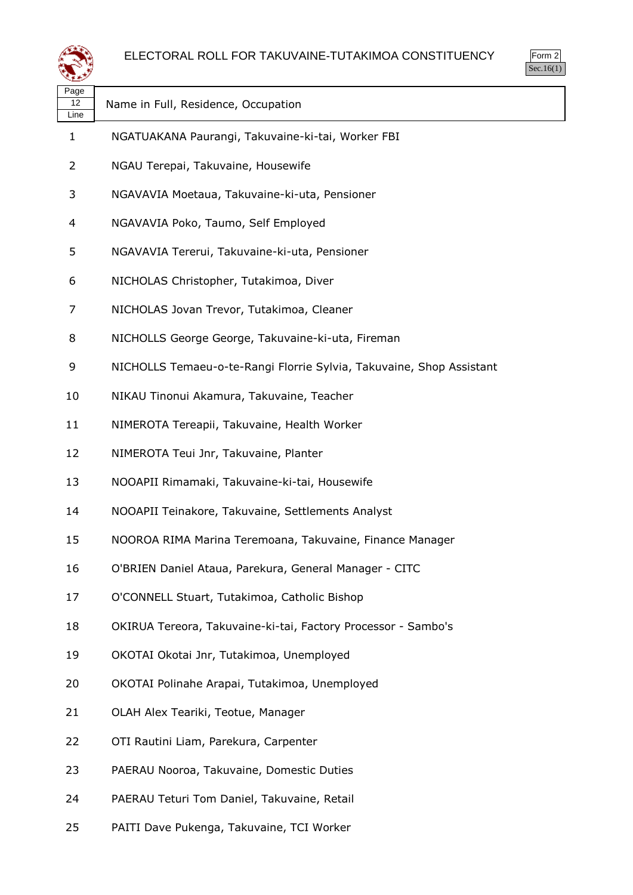# ELECTORAL ROLL FOR TAKUVAINE-TUTAKIMOA CONSTITUENCY

Form 2
Sec.16(1)

| Page 12 Line | Name in Full, Residence, Occupation |
|---|---|
| 1 | NGATUAKANA Paurangi, Takuvaine-ki-tai, Worker FBI |
| 2 | NGAU Terepai, Takuvaine, Housewife |
| 3 | NGAVAVIA Moetaua, Takuvaine-ki-uta, Pensioner |
| 4 | NGAVAVIA Poko, Taumo, Self Employed |
| 5 | NGAVAVIA Tererui, Takuvaine-ki-uta, Pensioner |
| 6 | NICHOLAS Christopher, Tutakimoa, Diver |
| 7 | NICHOLAS Jovan Trevor, Tutakimoa, Cleaner |
| 8 | NICHOLLS George George, Takuvaine-ki-uta, Fireman |
| 9 | NICHOLLS Temaeu-o-te-Rangi Florrie Sylvia, Takuvaine, Shop Assistant |
| 10 | NIKAU Tinonui Akamura, Takuvaine, Teacher |
| 11 | NIMEROTA Tereapii, Takuvaine, Health Worker |
| 12 | NIMEROTA Teui Jnr, Takuvaine, Planter |
| 13 | NOOAPII Rimamaki, Takuvaine-ki-tai, Housewife |
| 14 | NOOAPII Teinakore, Takuvaine, Settlements Analyst |
| 15 | NOOROA RIMA Marina Teremoana, Takuvaine, Finance Manager |
| 16 | O'BRIEN Daniel Ataua, Parekura, General Manager - CITC |
| 17 | O'CONNELL Stuart, Tutakimoa, Catholic Bishop |
| 18 | OKIRUA Tereora, Takuvaine-ki-tai, Factory Processor - Sambo's |
| 19 | OKOTAI Okotai Jnr, Tutakimoa, Unemployed |
| 20 | OKOTAI Polinahe Arapai, Tutakimoa, Unemployed |
| 21 | OLAH Alex Teariki, Teotue, Manager |
| 22 | OTI Rautini Liam, Parekura, Carpenter |
| 23 | PAERAU Nooroa, Takuvaine, Domestic Duties |
| 24 | PAERAU Teturi Tom Daniel, Takuvaine, Retail |
| 25 | PAITI Dave Pukenga, Takuvaine, TCI Worker |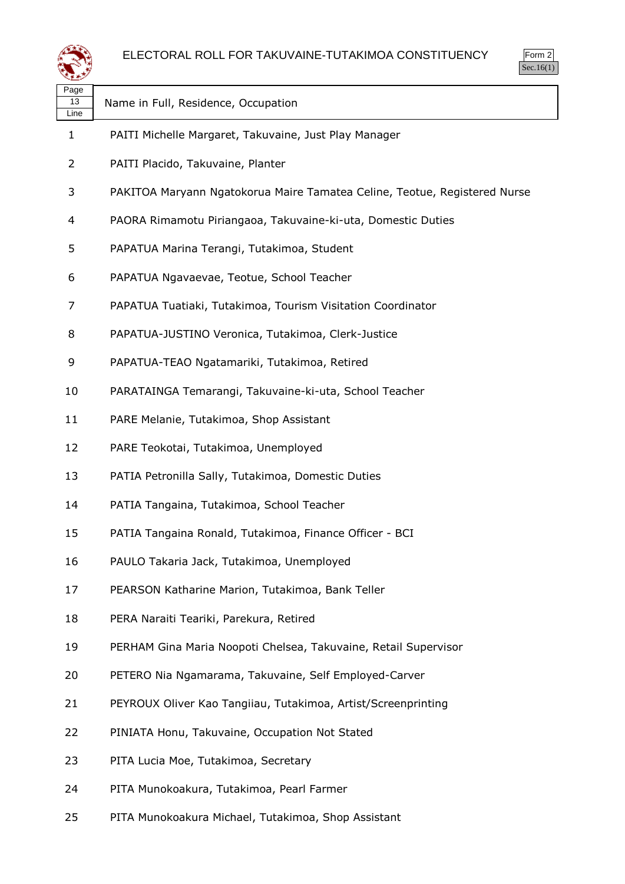# ELECTORAL ROLL FOR TAKUVAINE-TUTAKIMOA CONSTITUENCY

Form 2
Sec.16(1)

| Page 13 Line | Name in Full, Residence, Occupation |
|---|---|
| 1 | PAITI Michelle Margaret, Takuvaine, Just Play Manager |
| 2 | PAITI Placido, Takuvaine, Planter |
| 3 | PAKITOA Maryann Ngatokorua Maire Tamatea Celine, Teotue, Registered Nurse |
| 4 | PAORA Rimamotu Piriangaoa, Takuvaine-ki-uta, Domestic Duties |
| 5 | PAPATUA Marina Terangi, Tutakimoa, Student |
| 6 | PAPATUA Ngavaevae, Teotue, School Teacher |
| 7 | PAPATUA Tuatiaki, Tutakimoa, Tourism Visitation Coordinator |
| 8 | PAPATUA-JUSTINO Veronica, Tutakimoa, Clerk-Justice |
| 9 | PAPATUA-TEAO Ngatamariki, Tutakimoa, Retired |
| 10 | PARATAINGA Temarangi, Takuvaine-ki-uta, School Teacher |
| 11 | PARE Melanie, Tutakimoa, Shop Assistant |
| 12 | PARE Teokotai, Tutakimoa, Unemployed |
| 13 | PATIA Petronilla Sally, Tutakimoa, Domestic Duties |
| 14 | PATIA Tangaina, Tutakimoa, School Teacher |
| 15 | PATIA Tangaina Ronald, Tutakimoa, Finance Officer - BCI |
| 16 | PAULO Takaria Jack, Tutakimoa, Unemployed |
| 17 | PEARSON Katharine Marion, Tutakimoa, Bank Teller |
| 18 | PERA Naraiti Teariki, Parekura, Retired |
| 19 | PERHAM Gina Maria Noopoti Chelsea, Takuvaine, Retail Supervisor |
| 20 | PETERO Nia Ngamarama, Takuvaine, Self Employed-Carver |
| 21 | PEYROUX Oliver Kao Tangiiau, Tutakimoa, Artist/Screenprinting |
| 22 | PINIATA Honu, Takuvaine, Occupation Not Stated |
| 23 | PITA Lucia Moe, Tutakimoa, Secretary |
| 24 | PITA Munokoakura, Tutakimoa, Pearl Farmer |
| 25 | PITA Munokoakura Michael, Tutakimoa, Shop Assistant |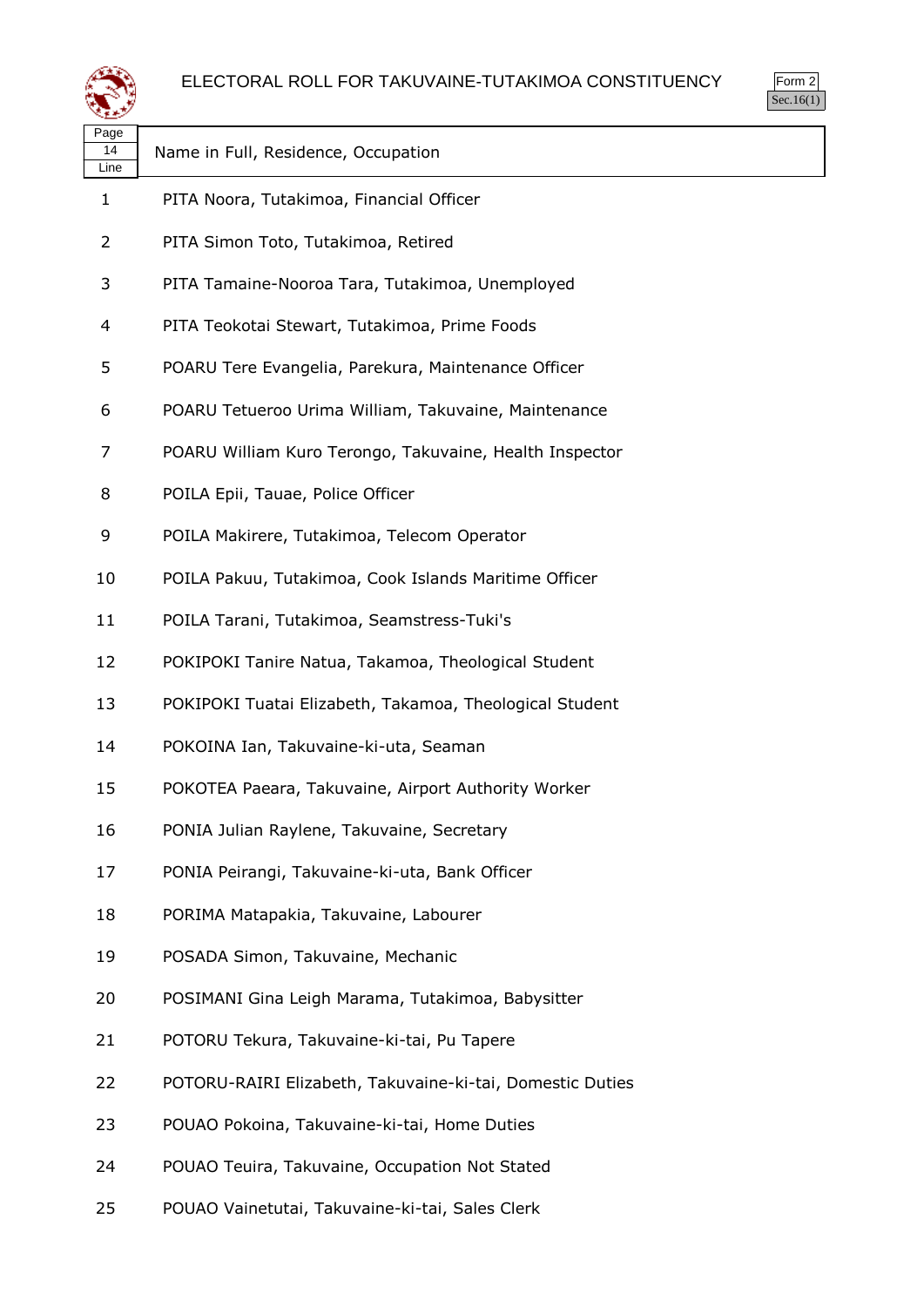# ELECTORAL ROLL FOR TAKUVAINE-TUTAKIMOA CONSTITUENCY

Form 2
Sec.16(1)

| Page 14 Line | Name in Full, Residence, Occupation |
| --- | --- |
| 1 | PITA Noora, Tutakimoa, Financial Officer |
| 2 | PITA Simon Toto, Tutakimoa, Retired |
| 3 | PITA Tamaine-Nooroa Tara, Tutakimoa, Unemployed |
| 4 | PITA Teokotai Stewart, Tutakimoa, Prime Foods |
| 5 | POARU Tere Evangelia, Parekura, Maintenance Officer |
| 6 | POARU Tetueroo Urima William, Takuvaine, Maintenance |
| 7 | POARU William Kuro Terongo, Takuvaine, Health Inspector |
| 8 | POILA Epii, Tauae, Police Officer |
| 9 | POILA Makirere, Tutakimoa, Telecom Operator |
| 10 | POILA Pakuu, Tutakimoa, Cook Islands Maritime Officer |
| 11 | POILA Tarani, Tutakimoa, Seamstress-Tuki's |
| 12 | POKIPOKI Tanire Natua, Takamoa, Theological Student |
| 13 | POKIPOKI Tuatai Elizabeth, Takamoa, Theological Student |
| 14 | POKOINA Ian, Takuvaine-ki-uta, Seaman |
| 15 | POKOTEA Paeara, Takuvaine, Airport Authority Worker |
| 16 | PONIA Julian Raylene, Takuvaine, Secretary |
| 17 | PONIA Peirangi, Takuvaine-ki-uta, Bank Officer |
| 18 | PORIMA Matapakia, Takuvaine, Labourer |
| 19 | POSADA Simon, Takuvaine, Mechanic |
| 20 | POSIMANI Gina Leigh Marama, Tutakimoa, Babysitter |
| 21 | POTORU Tekura, Takuvaine-ki-tai, Pu Tapere |
| 22 | POTORU-RAIRI Elizabeth, Takuvaine-ki-tai, Domestic Duties |
| 23 | POUAO Pokoina, Takuvaine-ki-tai, Home Duties |
| 24 | POUAO Teuira, Takuvaine, Occupation Not Stated |
| 25 | POUAO Vainetutai, Takuvaine-ki-tai, Sales Clerk |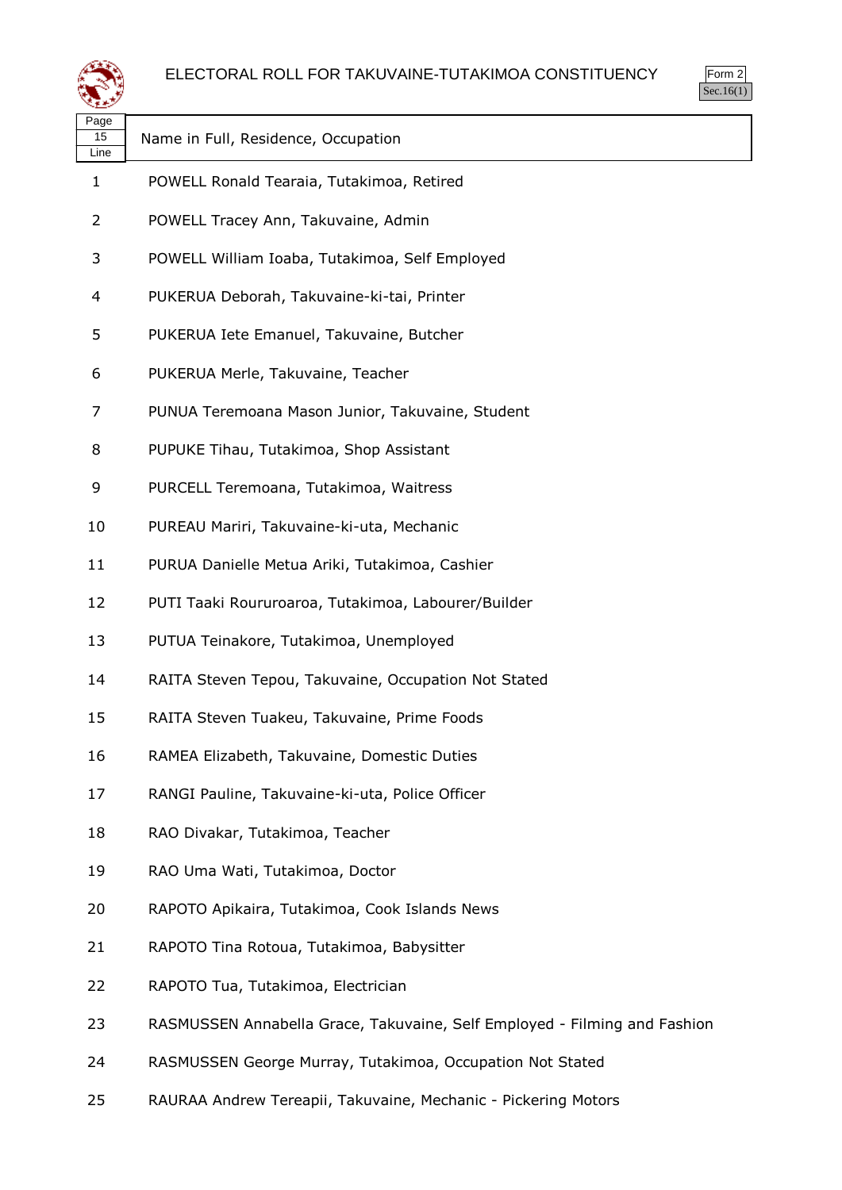# ELECTORAL ROLL FOR TAKUVAINE-TUTAKIMOA CONSTITUENCY

Form 2
Sec.16(1)

| Page 15 Line | Name in Full, Residence, Occupation |
|---|---|
| 1 | POWELL Ronald Tearaia, Tutakimoa, Retired |
| 2 | POWELL Tracey Ann, Takuvaine, Admin |
| 3 | POWELL William Ioaba, Tutakimoa, Self Employed |
| 4 | PUKERUA Deborah, Takuvaine-ki-tai, Printer |
| 5 | PUKERUA Iete Emanuel, Takuvaine, Butcher |
| 6 | PUKERUA Merle, Takuvaine, Teacher |
| 7 | PUNUA Teremoana Mason Junior, Takuvaine, Student |
| 8 | PUPUKE Tihau, Tutakimoa, Shop Assistant |
| 9 | PURCELL Teremoana, Tutakimoa, Waitress |
| 10 | PUREAU Mariri, Takuvaine-ki-uta, Mechanic |
| 11 | PURUA Danielle Metua Ariki, Tutakimoa, Cashier |
| 12 | PUTI Taaki Roururoaroa, Tutakimoa, Labourer/Builder |
| 13 | PUTUA Teinakore, Tutakimoa, Unemployed |
| 14 | RAITA Steven Tepou, Takuvaine, Occupation Not Stated |
| 15 | RAITA Steven Tuakeu, Takuvaine, Prime Foods |
| 16 | RAMEA Elizabeth, Takuvaine, Domestic Duties |
| 17 | RANGI Pauline, Takuvaine-ki-uta, Police Officer |
| 18 | RAO Divakar, Tutakimoa, Teacher |
| 19 | RAO Uma Wati, Tutakimoa, Doctor |
| 20 | RAPOTO Apikaira, Tutakimoa, Cook Islands News |
| 21 | RAPOTO Tina Rotoua, Tutakimoa, Babysitter |
| 22 | RAPOTO Tua, Tutakimoa, Electrician |
| 23 | RASMUSSEN Annabella Grace, Takuvaine, Self Employed - Filming and Fashion |
| 24 | RASMUSSEN George Murray, Tutakimoa, Occupation Not Stated |
| 25 | RAURAA Andrew Tereapii, Takuvaine, Mechanic - Pickering Motors |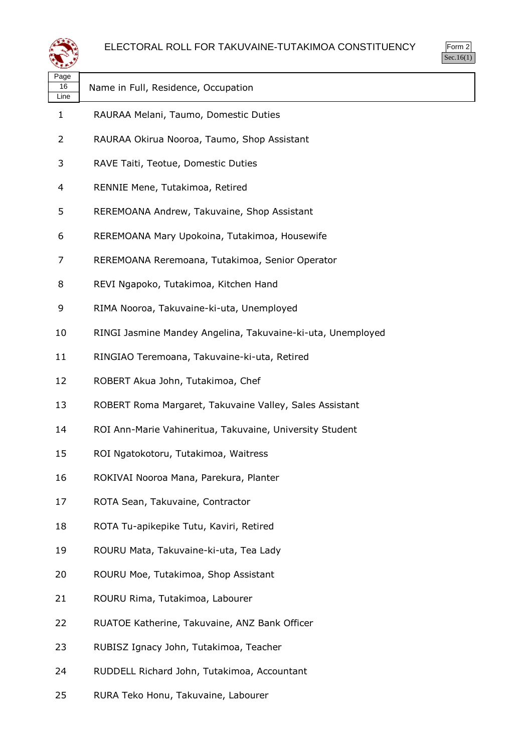# ELECTORAL ROLL FOR TAKUVAINE-TUTAKIMOA CONSTITUENCY

Form 2
Sec.16(1)

| Page 16 Line | Name in Full, Residence, Occupation |
|---|---|
| 1 | RAURAA Melani, Taumo, Domestic Duties |
| 2 | RAURAA Okirua Nooroa, Taumo, Shop Assistant |
| 3 | RAVE Taiti, Teotue, Domestic Duties |
| 4 | RENNIE Mene, Tutakimoa, Retired |
| 5 | REREMOANA Andrew, Takuvaine, Shop Assistant |
| 6 | REREMOANA Mary Upokoina, Tutakimoa, Housewife |
| 7 | REREMOANA Reremoana, Tutakimoa, Senior Operator |
| 8 | REVI Ngapoko, Tutakimoa, Kitchen Hand |
| 9 | RIMA Nooroa, Takuvaine-ki-uta, Unemployed |
| 10 | RINGI Jasmine Mandey Angelina, Takuvaine-ki-uta, Unemployed |
| 11 | RINGIAO Teremoana, Takuvaine-ki-uta, Retired |
| 12 | ROBERT Akua John, Tutakimoa, Chef |
| 13 | ROBERT Roma Margaret, Takuvaine Valley, Sales Assistant |
| 14 | ROI Ann-Marie Vahineritua, Takuvaine, University Student |
| 15 | ROI Ngatokotoru, Tutakimoa, Waitress |
| 16 | ROKIVAI Nooroa Mana, Parekura, Planter |
| 17 | ROTA Sean, Takuvaine, Contractor |
| 18 | ROTA Tu-apikepike Tutu, Kaviri, Retired |
| 19 | ROURU Mata, Takuvaine-ki-uta, Tea Lady |
| 20 | ROURU Moe, Tutakimoa, Shop Assistant |
| 21 | ROURU Rima, Tutakimoa, Labourer |
| 22 | RUATOE Katherine, Takuvaine, ANZ Bank Officer |
| 23 | RUBISZ Ignacy John, Tutakimoa, Teacher |
| 24 | RUDDELL Richard John, Tutakimoa, Accountant |
| 25 | RURA Teko Honu, Takuvaine, Labourer |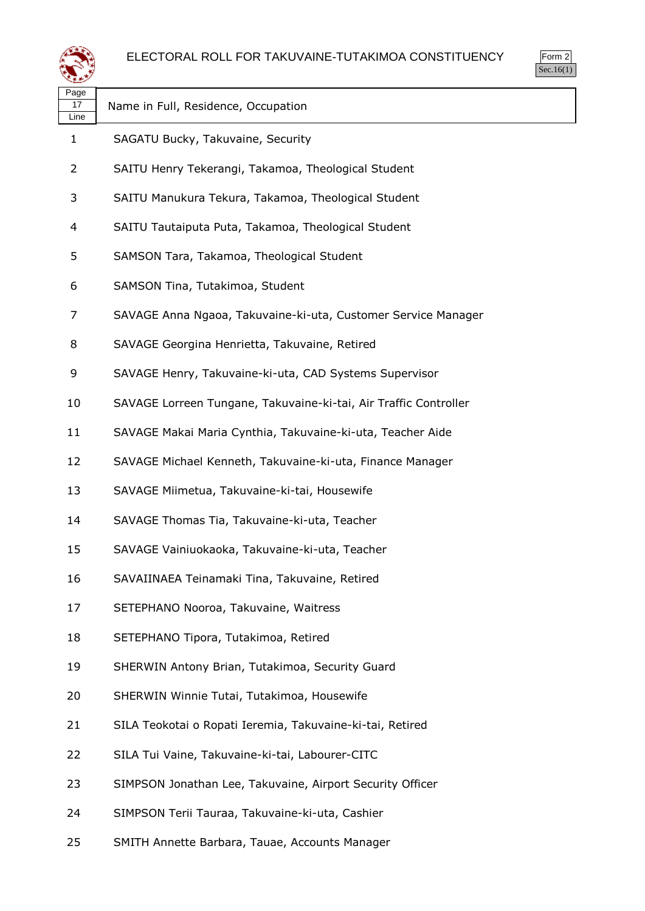# ELECTORAL ROLL FOR TAKUVAINE-TUTAKIMOA CONSTITUENCY

Form 2
Sec.16(1)

| Page 17 Line | Name in Full, Residence, Occupation |
|---|---|
| 1 | SAGATU Bucky, Takuvaine, Security |
| 2 | SAITU Henry Tekerangi, Takamoa, Theological Student |
| 3 | SAITU Manukura Tekura, Takamoa, Theological Student |
| 4 | SAITU Tautaiputa Puta, Takamoa, Theological Student |
| 5 | SAMSON Tara, Takamoa, Theological Student |
| 6 | SAMSON Tina, Tutakimoa, Student |
| 7 | SAVAGE Anna Ngaoa, Takuvaine-ki-uta, Customer Service Manager |
| 8 | SAVAGE Georgina Henrietta, Takuvaine, Retired |
| 9 | SAVAGE Henry, Takuvaine-ki-uta, CAD Systems Supervisor |
| 10 | SAVAGE Lorreen Tungane, Takuvaine-ki-tai, Air Traffic Controller |
| 11 | SAVAGE Makai Maria Cynthia, Takuvaine-ki-uta, Teacher Aide |
| 12 | SAVAGE Michael Kenneth, Takuvaine-ki-uta, Finance Manager |
| 13 | SAVAGE Miimetua, Takuvaine-ki-tai, Housewife |
| 14 | SAVAGE Thomas Tia, Takuvaine-ki-uta, Teacher |
| 15 | SAVAGE Vainiuokaoka, Takuvaine-ki-uta, Teacher |
| 16 | SAVAIINAEA Teinamaki Tina, Takuvaine, Retired |
| 17 | SETEPHANO Nooroa, Takuvaine, Waitress |
| 18 | SETEPHANO Tipora, Tutakimoa, Retired |
| 19 | SHERWIN Antony Brian, Tutakimoa, Security Guard |
| 20 | SHERWIN Winnie Tutai, Tutakimoa, Housewife |
| 21 | SILA Teokotai o Ropati Ieremia, Takuvaine-ki-tai, Retired |
| 22 | SILA Tui Vaine, Takuvaine-ki-tai, Labourer-CITC |
| 23 | SIMPSON Jonathan Lee, Takuvaine, Airport Security Officer |
| 24 | SIMPSON Terii Tauraa, Takuvaine-ki-uta, Cashier |
| 25 | SMITH Annette Barbara, Tauae, Accounts Manager |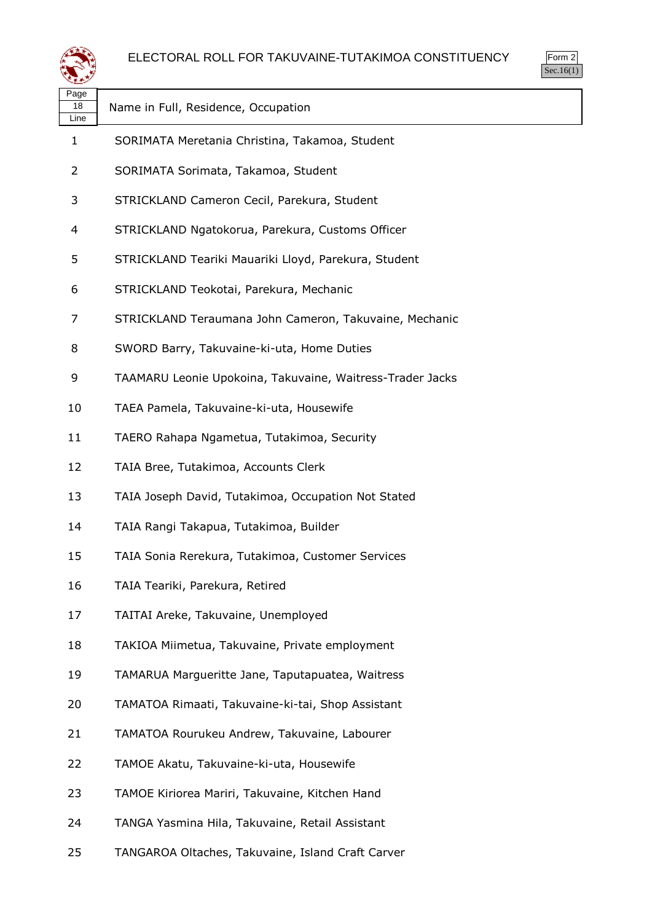# ELECTORAL ROLL FOR TAKUVAINE-TUTAKIMOA CONSTITUENCY

Form 2
Sec.16(1)

| Page 18 Line | Name in Full, Residence, Occupation |
|---|---|
| 1 | SORIMATA Meretania Christina, Takamoa, Student |
| 2 | SORIMATA Sorimata, Takamoa, Student |
| 3 | STRICKLAND Cameron Cecil, Parekura, Student |
| 4 | STRICKLAND Ngatokorua, Parekura, Customs Officer |
| 5 | STRICKLAND Teariki Mauariki Lloyd, Parekura, Student |
| 6 | STRICKLAND Teokotai, Parekura, Mechanic |
| 7 | STRICKLAND Teraumana John Cameron, Takuvaine, Mechanic |
| 8 | SWORD Barry, Takuvaine-ki-uta, Home Duties |
| 9 | TAAMARU Leonie Upokoina, Takuvaine, Waitress-Trader Jacks |
| 10 | TAEA Pamela, Takuvaine-ki-uta, Housewife |
| 11 | TAERO Rahapa Ngametua, Tutakimoa, Security |
| 12 | TAIA Bree, Tutakimoa, Accounts Clerk |
| 13 | TAIA Joseph David, Tutakimoa, Occupation Not Stated |
| 14 | TAIA Rangi Takapua, Tutakimoa, Builder |
| 15 | TAIA Sonia Rerekura, Tutakimoa, Customer Services |
| 16 | TAIA Teariki, Parekura, Retired |
| 17 | TAITAI Areke, Takuvaine, Unemployed |
| 18 | TAKIOA Miimetua, Takuvaine, Private employment |
| 19 | TAMARUA Margueritte Jane, Taputapuatea, Waitress |
| 20 | TAMATOA Rimaati, Takuvaine-ki-tai, Shop Assistant |
| 21 | TAMATOA Rourukeu Andrew, Takuvaine, Labourer |
| 22 | TAMOE Akatu, Takuvaine-ki-uta, Housewife |
| 23 | TAMOE Kiriorea Mariri, Takuvaine, Kitchen Hand |
| 24 | TANGA Yasmina Hila, Takuvaine, Retail Assistant |
| 25 | TANGAROA Oltaches, Takuvaine, Island Craft Carver |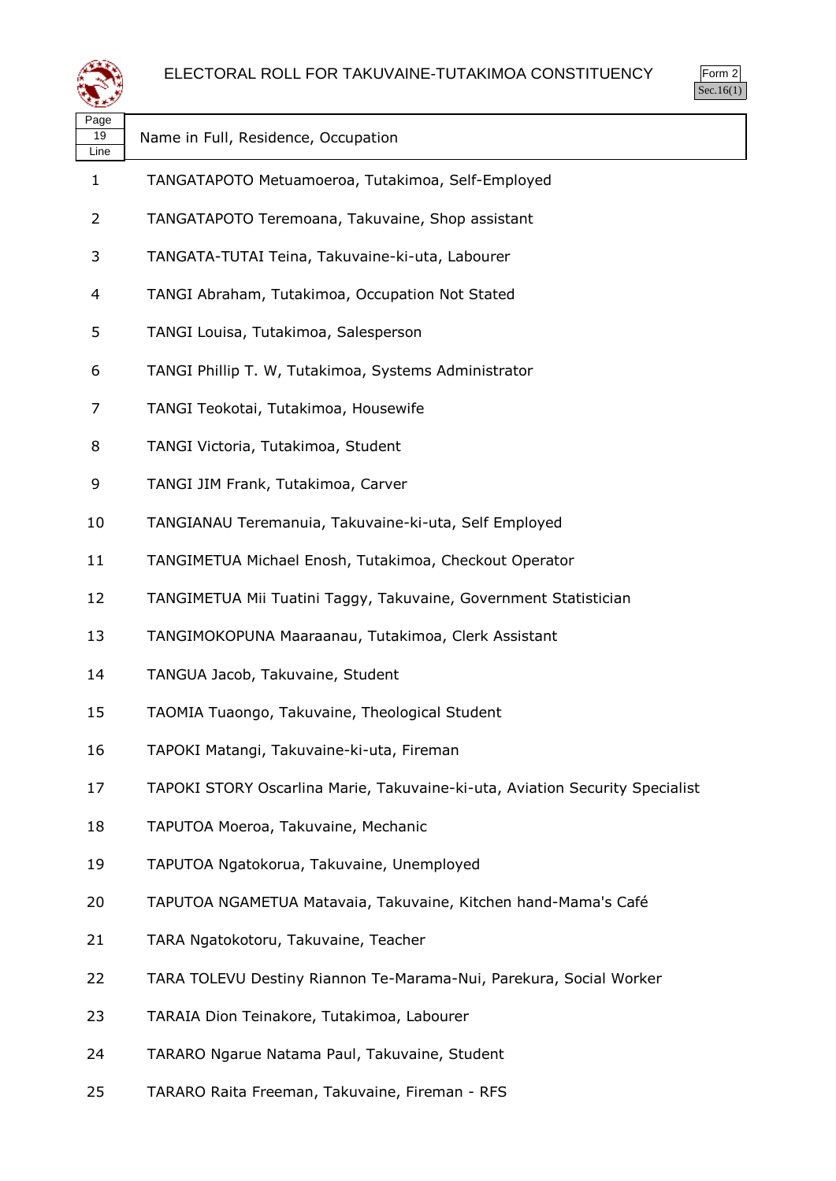# ELECTORAL ROLL FOR TAKUVAINE-TUTAKIMOA CONSTITUENCY

Form 2
Sec.16(1)

| Page 19 Line | Name in Full, Residence, Occupation |
|---|---|
| 1 | TANGATAPOTO Metuamoeroa, Tutakimoa, Self-Employed |
| 2 | TANGATAPOTO Teremoana, Takuvaine, Shop assistant |
| 3 | TANGATA-TUTAI Teina, Takuvaine-ki-uta, Labourer |
| 4 | TANGI Abraham, Tutakimoa, Occupation Not Stated |
| 5 | TANGI Louisa, Tutakimoa, Salesperson |
| 6 | TANGI Phillip T. W, Tutakimoa, Systems Administrator |
| 7 | TANGI Teokotai, Tutakimoa, Housewife |
| 8 | TANGI Victoria, Tutakimoa, Student |
| 9 | TANGI JIM Frank, Tutakimoa, Carver |
| 10 | TANGIANAU Teremanuia, Takuvaine-ki-uta, Self Employed |
| 11 | TANGIMETUA Michael Enosh, Tutakimoa, Checkout Operator |
| 12 | TANGIMETUA Mii Tuatini Taggy, Takuvaine, Government Statistician |
| 13 | TANGIMOKOPUNA Maaraanau, Tutakimoa, Clerk Assistant |
| 14 | TANGUA Jacob, Takuvaine, Student |
| 15 | TAOMIA Tuaongo, Takuvaine, Theological Student |
| 16 | TAPOKI Matangi, Takuvaine-ki-uta, Fireman |
| 17 | TAPOKI STORY Oscarlina Marie, Takuvaine-ki-uta, Aviation Security Specialist |
| 18 | TAPUTOA Moeroa, Takuvaine, Mechanic |
| 19 | TAPUTOA Ngatokorua, Takuvaine, Unemployed |
| 20 | TAPUTOA NGAMETUA Matavaia, Takuvaine, Kitchen hand-Mama's Café |
| 21 | TARA Ngatokotoru, Takuvaine, Teacher |
| 22 | TARA TOLEVU Destiny Riannon Te-Marama-Nui, Parekura, Social Worker |
| 23 | TARAIA Dion Teinakore, Tutakimoa, Labourer |
| 24 | TARARO Ngarue Natama Paul, Takuvaine, Student |
| 25 | TARARO Raita Freeman, Takuvaine, Fireman - RFS |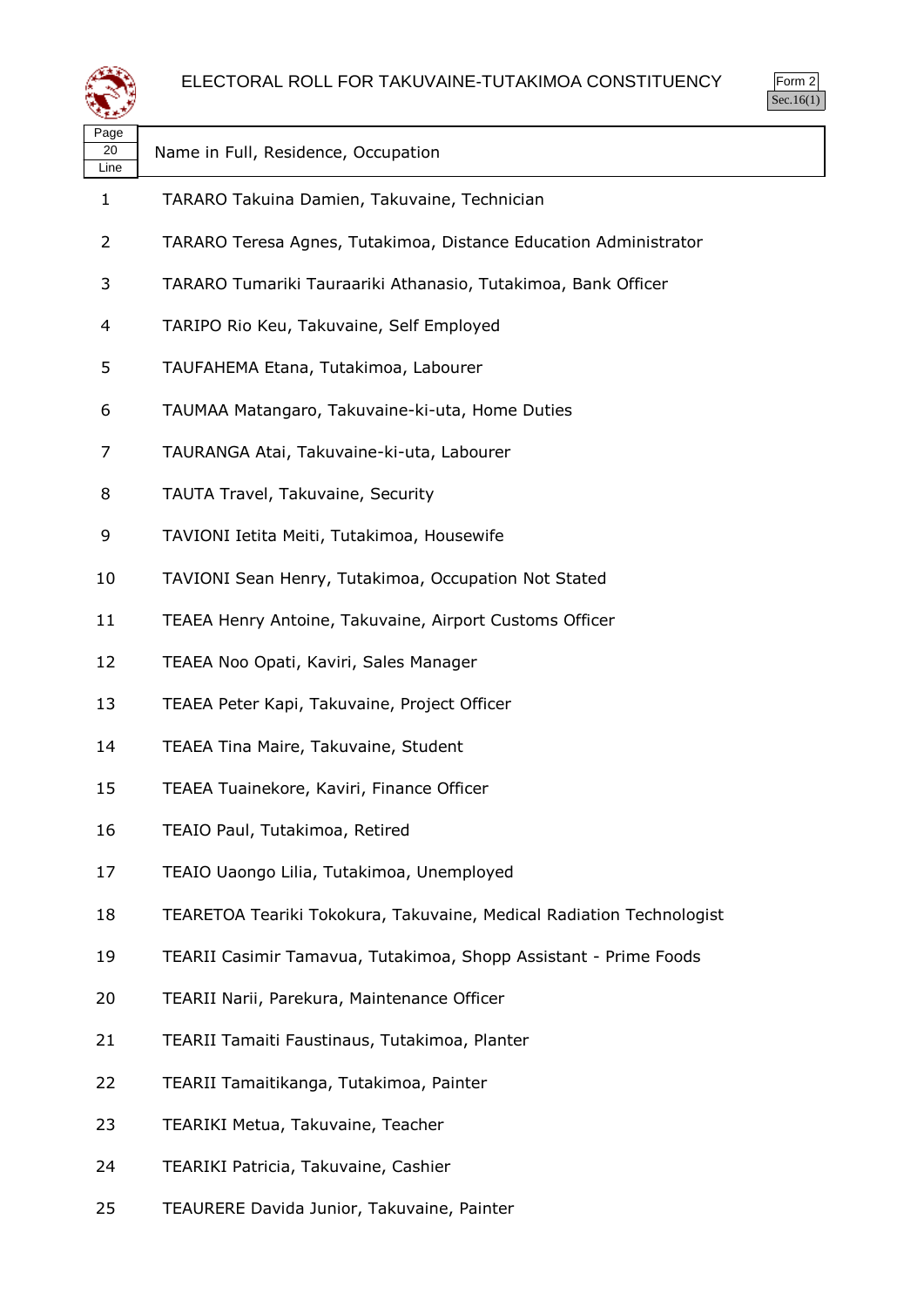# ELECTORAL ROLL FOR TAKUVAINE-TUTAKIMOA CONSTITUENCY

Form 2
Sec.16(1)

| Page 20 Line | Name in Full, Residence, Occupation |
| --- | --- |
| 1 | TARARO Takuina Damien, Takuvaine, Technician |
| 2 | TARARO Teresa Agnes, Tutakimoa, Distance Education Administrator |
| 3 | TARARO Tumariki Tauraariki Athanasio, Tutakimoa, Bank Officer |
| 4 | TARIPO Rio Keu, Takuvaine, Self Employed |
| 5 | TAUFAHEMA Etana, Tutakimoa, Labourer |
| 6 | TAUMAA Matangaro, Takuvaine-ki-uta, Home Duties |
| 7 | TAURANGA Atai, Takuvaine-ki-uta, Labourer |
| 8 | TAUTA Travel, Takuvaine, Security |
| 9 | TAVIONI Ietita Meiti, Tutakimoa, Housewife |
| 10 | TAVIONI Sean Henry, Tutakimoa, Occupation Not Stated |
| 11 | TEAEA Henry Antoine, Takuvaine, Airport Customs Officer |
| 12 | TEAEA Noo Opati, Kaviri, Sales Manager |
| 13 | TEAEA Peter Kapi, Takuvaine, Project Officer |
| 14 | TEAEA Tina Maire, Takuvaine, Student |
| 15 | TEAEA Tuainekore, Kaviri, Finance Officer |
| 16 | TEAIO Paul, Tutakimoa, Retired |
| 17 | TEAIO Uaongo Lilia, Tutakimoa, Unemployed |
| 18 | TEARETOA Teariki Tokokura, Takuvaine, Medical Radiation Technologist |
| 19 | TEARII Casimir Tamavua, Tutakimoa, Shopp Assistant - Prime Foods |
| 20 | TEARII Narii, Parekura, Maintenance Officer |
| 21 | TEARII Tamaiti Faustinaus, Tutakimoa, Planter |
| 22 | TEARII Tamaitikanga, Tutakimoa, Painter |
| 23 | TEARIKI Metua, Takuvaine, Teacher |
| 24 | TEARIKI Patricia, Takuvaine, Cashier |
| 25 | TEAURERE Davida Junior, Takuvaine, Painter |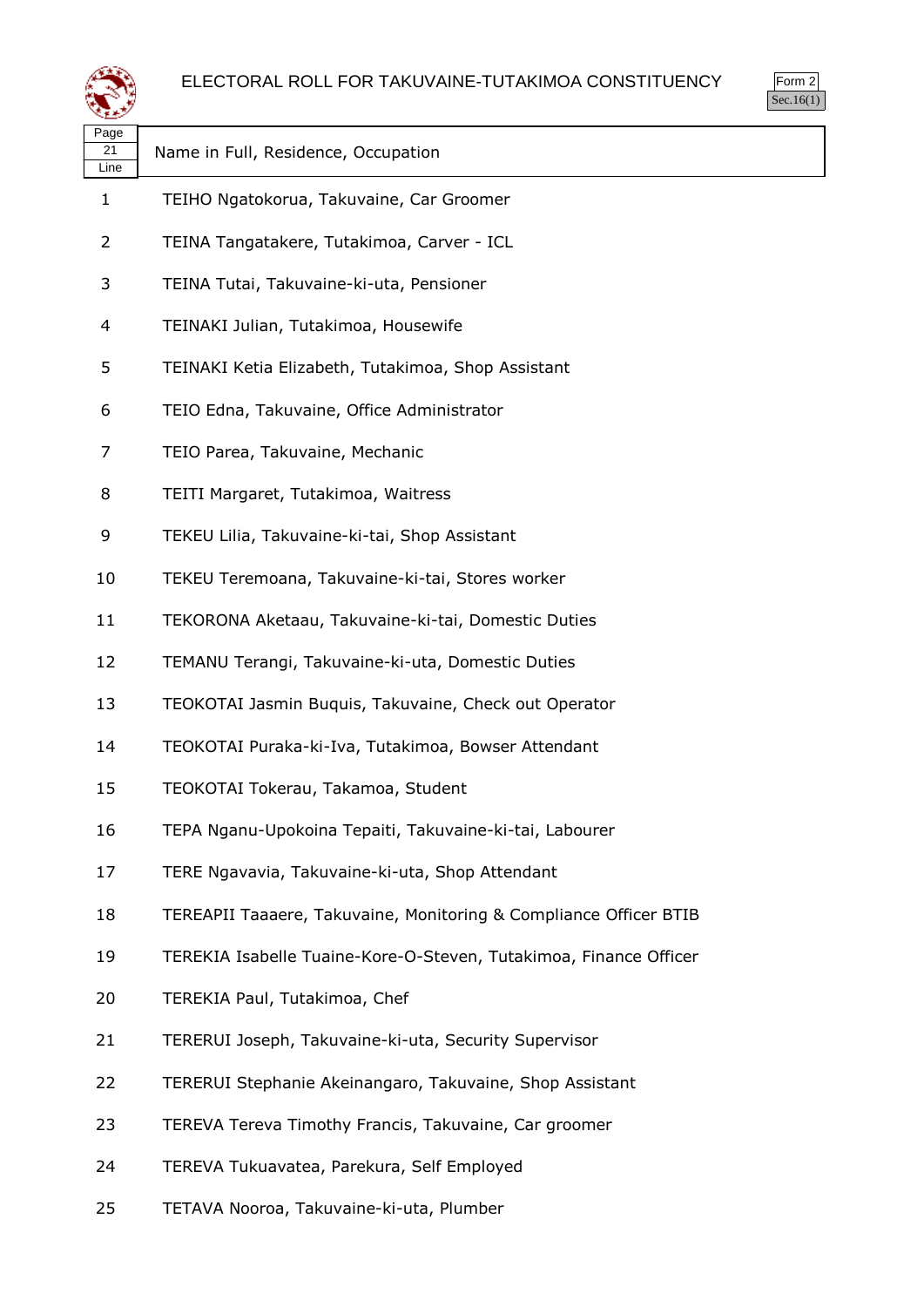# ELECTORAL ROLL FOR TAKUVAINE-TUTAKIMOA CONSTITUENCY

Form 2
Sec.16(1)

| Page 21 Line | Name in Full, Residence, Occupation |
|---|---|
| 1 | TEIHO Ngatokorua, Takuvaine, Car Groomer |
| 2 | TEINA Tangatakere, Tutakimoa, Carver - ICL |
| 3 | TEINA Tutai, Takuvaine-ki-uta, Pensioner |
| 4 | TEINAKI Julian, Tutakimoa, Housewife |
| 5 | TEINAKI Ketia Elizabeth, Tutakimoa, Shop Assistant |
| 6 | TEIO Edna, Takuvaine, Office Administrator |
| 7 | TEIO Parea, Takuvaine, Mechanic |
| 8 | TEITI Margaret, Tutakimoa, Waitress |
| 9 | TEKEU Lilia, Takuvaine-ki-tai, Shop Assistant |
| 10 | TEKEU Teremoana, Takuvaine-ki-tai, Stores worker |
| 11 | TEKORONA Aketaau, Takuvaine-ki-tai, Domestic Duties |
| 12 | TEMANU Terangi, Takuvaine-ki-uta, Domestic Duties |
| 13 | TEOKOTAI Jasmin Buquis, Takuvaine, Check out Operator |
| 14 | TEOKOTAI Puraka-ki-Iva, Tutakimoa, Bowser Attendant |
| 15 | TEOKOTAI Tokerau, Takamoa, Student |
| 16 | TEPA Nganu-Upokoina Tepaiti, Takuvaine-ki-tai, Labourer |
| 17 | TERE Ngavavia, Takuvaine-ki-uta, Shop Attendant |
| 18 | TEREAPII Taaaere, Takuvaine, Monitoring & Compliance Officer BTIB |
| 19 | TEREKIA Isabelle Tuaine-Kore-O-Steven, Tutakimoa, Finance Officer |
| 20 | TEREKIA Paul, Tutakimoa, Chef |
| 21 | TERERUI Joseph, Takuvaine-ki-uta, Security Supervisor |
| 22 | TERERUI Stephanie Akeinangaro, Takuvaine, Shop Assistant |
| 23 | TEREVA Tereva Timothy Francis, Takuvaine, Car groomer |
| 24 | TEREVA Tukuavatea, Parekura, Self Employed |
| 25 | TETAVA Nooroa, Takuvaine-ki-uta, Plumber |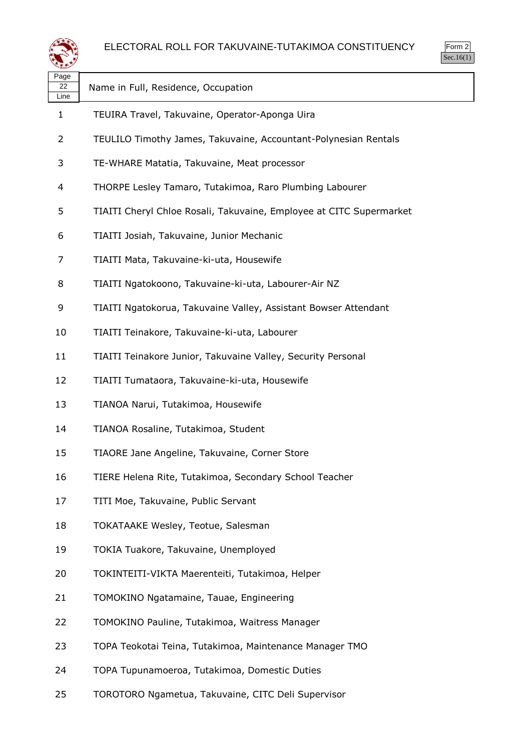# ELECTORAL ROLL FOR TAKUVAINE-TUTAKIMOA CONSTITUENCY

Form 2
Sec.16(1)

| Page 22 Line | Name in Full, Residence, Occupation |
|---|---|
| 1 | TEUIRA Travel, Takuvaine, Operator-Aponga Uira |
| 2 | TEULILO Timothy James, Takuvaine, Accountant-Polynesian Rentals |
| 3 | TE-WHARE Matatia, Takuvaine, Meat processor |
| 4 | THORPE Lesley Tamaro, Tutakimoa, Raro Plumbing Labourer |
| 5 | TIAITI Cheryl Chloe Rosali, Takuvaine, Employee at CITC Supermarket |
| 6 | TIAITI Josiah, Takuvaine, Junior Mechanic |
| 7 | TIAITI Mata, Takuvaine-ki-uta, Housewife |
| 8 | TIAITI Ngatokoono, Takuvaine-ki-uta, Labourer-Air NZ |
| 9 | TIAITI Ngatokorua, Takuvaine Valley, Assistant Bowser Attendant |
| 10 | TIAITI Teinakore, Takuvaine-ki-uta, Labourer |
| 11 | TIAITI Teinakore Junior, Takuvaine Valley, Security Personal |
| 12 | TIAITI Tumataora, Takuvaine-ki-uta, Housewife |
| 13 | TIANOA Narui, Tutakimoa, Housewife |
| 14 | TIANOA Rosaline, Tutakimoa, Student |
| 15 | TIAORE Jane Angeline, Takuvaine, Corner Store |
| 16 | TIERE Helena Rite, Tutakimoa, Secondary School Teacher |
| 17 | TITI Moe, Takuvaine, Public Servant |
| 18 | TOKATAAKE Wesley, Teotue, Salesman |
| 19 | TOKIA Tuakore, Takuvaine, Unemployed |
| 20 | TOKINTEITI-VIKTA Maerenteiti, Tutakimoa, Helper |
| 21 | TOMOKINO Ngatamaine, Tauae, Engineering |
| 22 | TOMOKINO Pauline, Tutakimoa, Waitress Manager |
| 23 | TOPA Teokotai Teina, Tutakimoa, Maintenance Manager TMO |
| 24 | TOPA Tupunamoeroa, Tutakimoa, Domestic Duties |
| 25 | TOROTORO Ngametua, Takuvaine, CITC Deli Supervisor |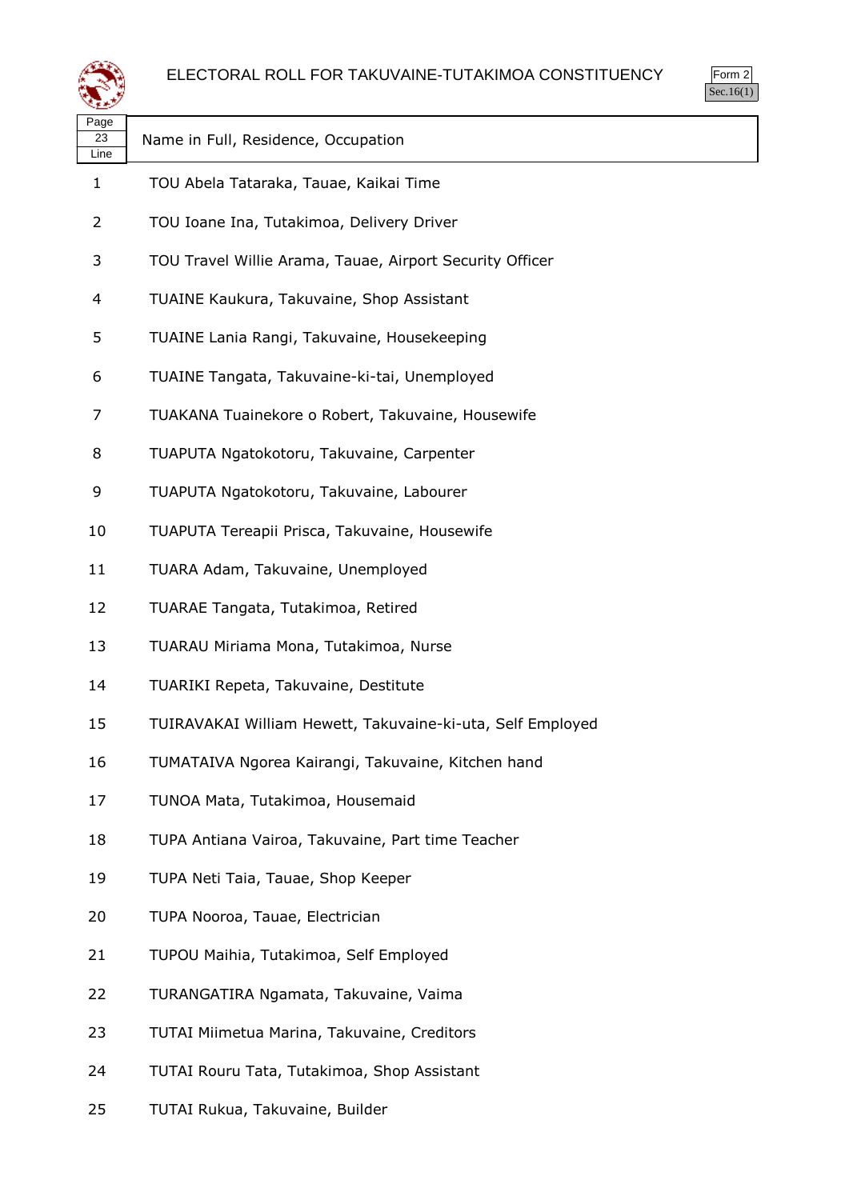# ELECTORAL ROLL FOR TAKUVAINE-TUTAKIMOA CONSTITUENCY

Form 2
Sec.16(1)

| Page 23 Line | Name in Full, Residence, Occupation |
|---|---|
| 1 | TOU Abela Tataraka, Tauae, Kaikai Time |
| 2 | TOU Ioane Ina, Tutakimoa, Delivery Driver |
| 3 | TOU Travel Willie Arama, Tauae, Airport Security Officer |
| 4 | TUAINE Kaukura, Takuvaine, Shop Assistant |
| 5 | TUAINE Lania Rangi, Takuvaine, Housekeeping |
| 6 | TUAINE Tangata, Takuvaine-ki-tai, Unemployed |
| 7 | TUAKANA Tuainekore o Robert, Takuvaine, Housewife |
| 8 | TUAPUTA Ngatokotoru, Takuvaine, Carpenter |
| 9 | TUAPUTA Ngatokotoru, Takuvaine, Labourer |
| 10 | TUAPUTA Tereapii Prisca, Takuvaine, Housewife |
| 11 | TUARA Adam, Takuvaine, Unemployed |
| 12 | TUARAE Tangata, Tutakimoa, Retired |
| 13 | TUARAU Miriama Mona, Tutakimoa, Nurse |
| 14 | TUARIKI Repeta, Takuvaine, Destitute |
| 15 | TUIRAVAKAI William Hewett, Takuvaine-ki-uta, Self Employed |
| 16 | TUMATAIVA Ngorea Kairangi, Takuvaine, Kitchen hand |
| 17 | TUNOA Mata, Tutakimoa, Housemaid |
| 18 | TUPA Antiana Vairoa, Takuvaine, Part time Teacher |
| 19 | TUPA Neti Taia, Tauae, Shop Keeper |
| 20 | TUPA Nooroa, Tauae, Electrician |
| 21 | TUPOU Maihia, Tutakimoa, Self Employed |
| 22 | TURANGATIRA Ngamata, Takuvaine, Vaima |
| 23 | TUTAI Miimetua Marina, Takuvaine, Creditors |
| 24 | TUTAI Rouru Tata, Tutakimoa, Shop Assistant |
| 25 | TUTAI Rukua, Takuvaine, Builder |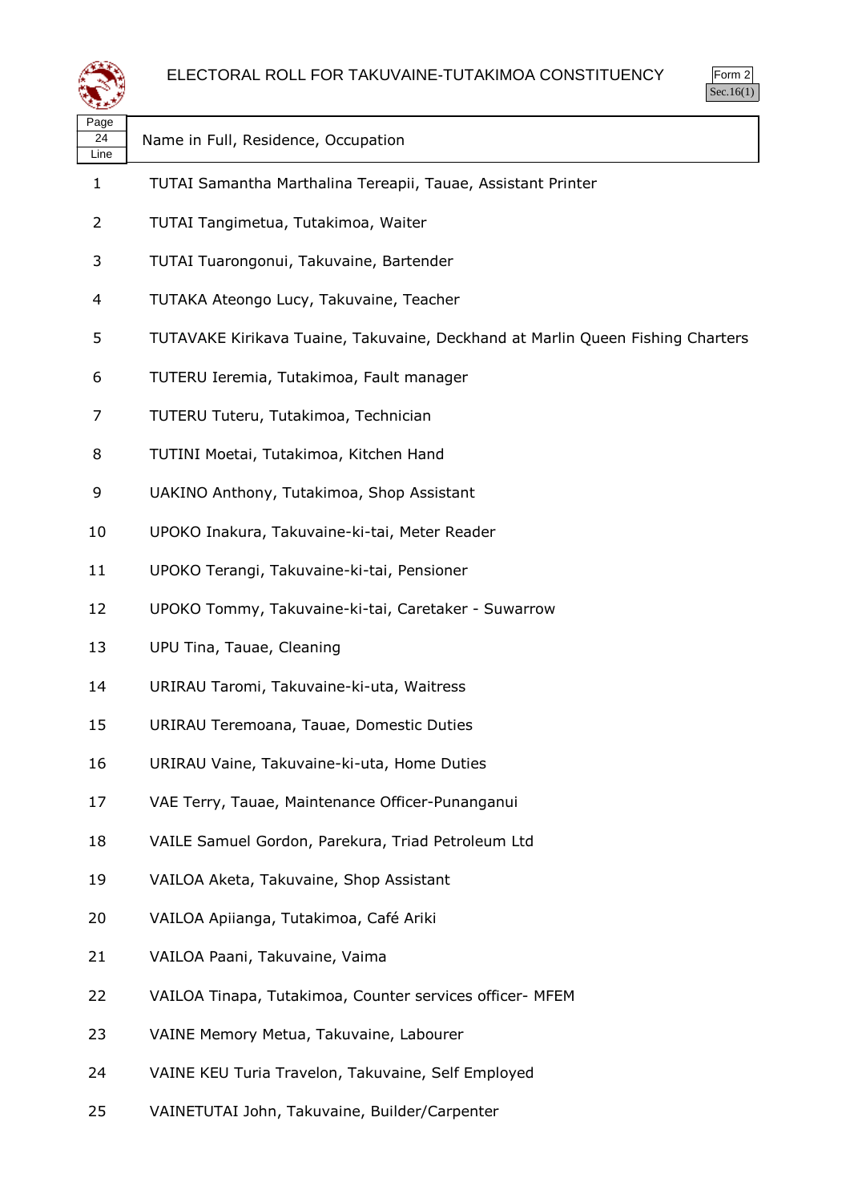ELECTORAL ROLL FOR TAKUVAINE-TUTAKIMOA CONSTITUENCY

Form 2
Sec.16(1)

| Page 24 Line | Name in Full, Residence, Occupation |
|---|---|
| 1 | TUTAI Samantha Marthalina Tereapii, Tauae, Assistant Printer |
| 2 | TUTAI Tangimetua, Tutakimoa, Waiter |
| 3 | TUTAI Tuarongonui, Takuvaine, Bartender |
| 4 | TUTAKA Ateongo Lucy, Takuvaine, Teacher |
| 5 | TUTAVAKE Kirikava Tuaine, Takuvaine, Deckhand at Marlin Queen Fishing Charters |
| 6 | TUTERU Ieremia, Tutakimoa, Fault manager |
| 7 | TUTERU Tuteru, Tutakimoa, Technician |
| 8 | TUTINI Moetai, Tutakimoa, Kitchen Hand |
| 9 | UAKINO Anthony, Tutakimoa, Shop Assistant |
| 10 | UPOKO Inakura, Takuvaine-ki-tai, Meter Reader |
| 11 | UPOKO Terangi, Takuvaine-ki-tai, Pensioner |
| 12 | UPOKO Tommy, Takuvaine-ki-tai, Caretaker - Suwarrow |
| 13 | UPU Tina, Tauae, Cleaning |
| 14 | URIRAU Taromi, Takuvaine-ki-uta, Waitress |
| 15 | URIRAU Teremoana, Tauae, Domestic Duties |
| 16 | URIRAU Vaine, Takuvaine-ki-uta, Home Duties |
| 17 | VAE Terry, Tauae, Maintenance Officer-Punanganui |
| 18 | VAILE Samuel Gordon, Parekura, Triad Petroleum Ltd |
| 19 | VAILOA Aketa, Takuvaine, Shop Assistant |
| 20 | VAILOA Apiianga, Tutakimoa, Café Ariki |
| 21 | VAILOA Paani, Takuvaine, Vaima |
| 22 | VAILOA Tinapa, Tutakimoa, Counter services officer- MFEM |
| 23 | VAINE Memory Metua, Takuvaine, Labourer |
| 24 | VAINE KEU Turia Travelon, Takuvaine, Self Employed |
| 25 | VAINETUTAI John, Takuvaine, Builder/Carpenter |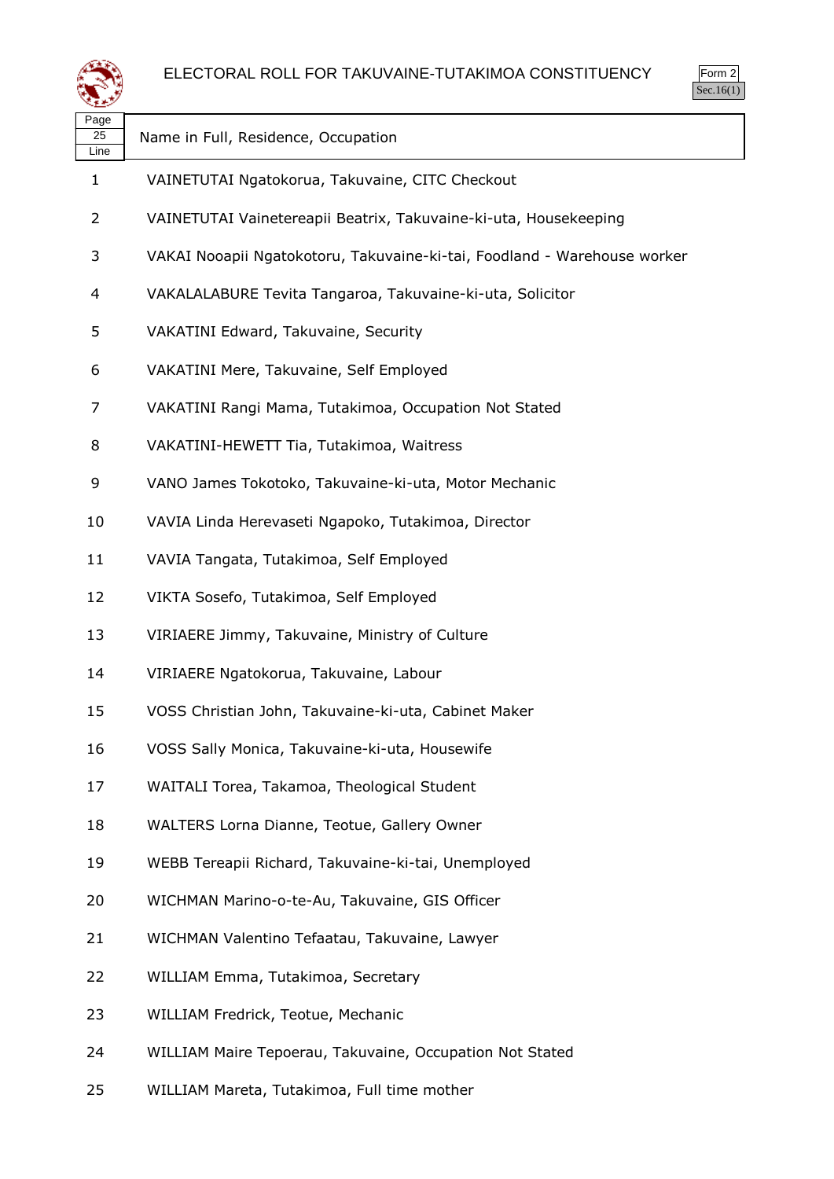# ELECTORAL ROLL FOR TAKUVAINE-TUTAKIMOA CONSTITUENCY

Form 2
Sec.16(1)

| Page 25 Line | Name in Full, Residence, Occupation |
|---|---|
| 1 | VAINETUTAI Ngatokorua, Takuvaine, CITC Checkout |
| 2 | VAINETUTAI Vainetereapii Beatrix, Takuvaine-ki-uta, Housekeeping |
| 3 | VAKAI Nooapii Ngatokotoru, Takuvaine-ki-tai, Foodland - Warehouse worker |
| 4 | VAKALALABURE Tevita Tangaroa, Takuvaine-ki-uta, Solicitor |
| 5 | VAKATINI Edward, Takuvaine, Security |
| 6 | VAKATINI Mere, Takuvaine, Self Employed |
| 7 | VAKATINI Rangi Mama, Tutakimoa, Occupation Not Stated |
| 8 | VAKATINI-HEWETT Tia, Tutakimoa, Waitress |
| 9 | VANO James Tokotoko, Takuvaine-ki-uta, Motor Mechanic |
| 10 | VAVIA Linda Herevaseti Ngapoko, Tutakimoa, Director |
| 11 | VAVIA Tangata, Tutakimoa, Self Employed |
| 12 | VIKTA Sosefo, Tutakimoa, Self Employed |
| 13 | VIRIAERE Jimmy, Takuvaine, Ministry of Culture |
| 14 | VIRIAERE Ngatokorua, Takuvaine, Labour |
| 15 | VOSS Christian John, Takuvaine-ki-uta, Cabinet Maker |
| 16 | VOSS Sally Monica, Takuvaine-ki-uta, Housewife |
| 17 | WAITALI Torea, Takamoa, Theological Student |
| 18 | WALTERS Lorna Dianne, Teotue, Gallery Owner |
| 19 | WEBB Tereapii Richard, Takuvaine-ki-tai, Unemployed |
| 20 | WICHMAN Marino-o-te-Au, Takuvaine, GIS Officer |
| 21 | WICHMAN Valentino Tefaatau, Takuvaine, Lawyer |
| 22 | WILLIAM Emma, Tutakimoa, Secretary |
| 23 | WILLIAM Fredrick, Teotue, Mechanic |
| 24 | WILLIAM Maire Tepoerau, Takuvaine, Occupation Not Stated |
| 25 | WILLIAM Mareta, Tutakimoa, Full time mother |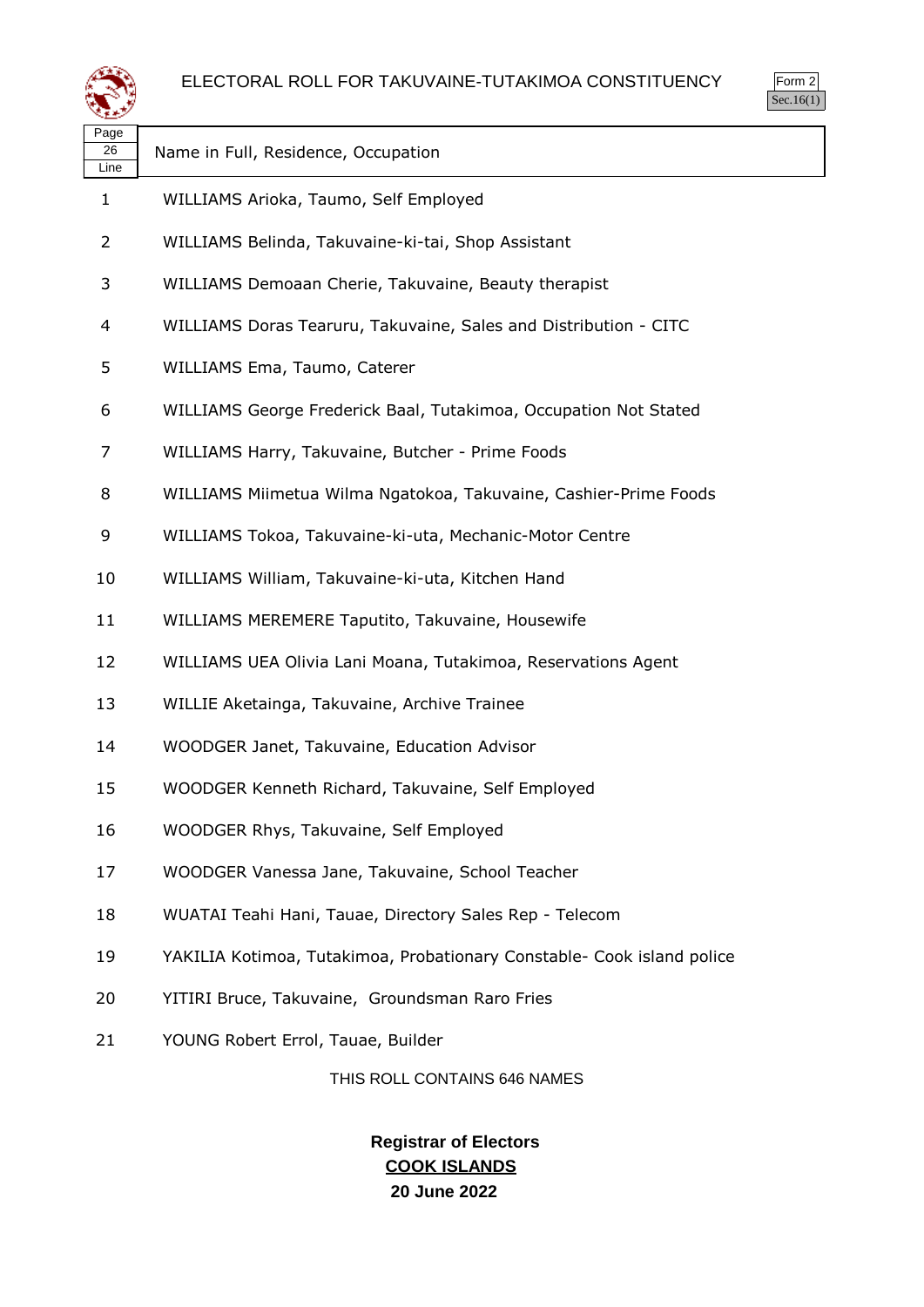ELECTORAL ROLL FOR TAKUVAINE-TUTAKIMOA CONSTITUENCY

Form 2
Sec.16(1)

Page 26

| Line | Name in Full, Residence, Occupation |
| --- | --- |
| 1 | WILLIAMS Arioka, Taumo, Self Employed |
| 2 | WILLIAMS Belinda, Takuvaine-ki-tai, Shop Assistant |
| 3 | WILLIAMS Demoaan Cherie, Takuvaine, Beauty therapist |
| 4 | WILLIAMS Doras Tearuru, Takuvaine, Sales and Distribution - CITC |
| 5 | WILLIAMS Ema, Taumo, Caterer |
| 6 | WILLIAMS George Frederick Baal, Tutakimoa, Occupation Not Stated |
| 7 | WILLIAMS Harry, Takuvaine, Butcher - Prime Foods |
| 8 | WILLIAMS Miimetua Wilma Ngatokoa, Takuvaine, Cashier-Prime Foods |
| 9 | WILLIAMS Tokoa, Takuvaine-ki-uta, Mechanic-Motor Centre |
| 10 | WILLIAMS William, Takuvaine-ki-uta, Kitchen Hand |
| 11 | WILLIAMS MEREMERE Taputito, Takuvaine, Housewife |
| 12 | WILLIAMS UEA Olivia Lani Moana, Tutakimoa, Reservations Agent |
| 13 | WILLIE Aketainga, Takuvaine, Archive Trainee |
| 14 | WOODGER Janet, Takuvaine, Education Advisor |
| 15 | WOODGER Kenneth Richard, Takuvaine, Self Employed |
| 16 | WOODGER Rhys, Takuvaine, Self Employed |
| 17 | WOODGER Vanessa Jane, Takuvaine, School Teacher |
| 18 | WUATAI Teahi Hani, Tauae, Directory Sales Rep - Telecom |
| 19 | YAKILIA Kotimoa, Tutakimoa, Probationary Constable- Cook island police |
| 20 | YITIRI Bruce, Takuvaine, Groundsman Raro Fries |
| 21 | YOUNG Robert Errol, Tauae, Builder |

THIS ROLL CONTAINS 646 NAMES

**Registrar of Electors**
**COOK ISLANDS**
**20 June 2022**